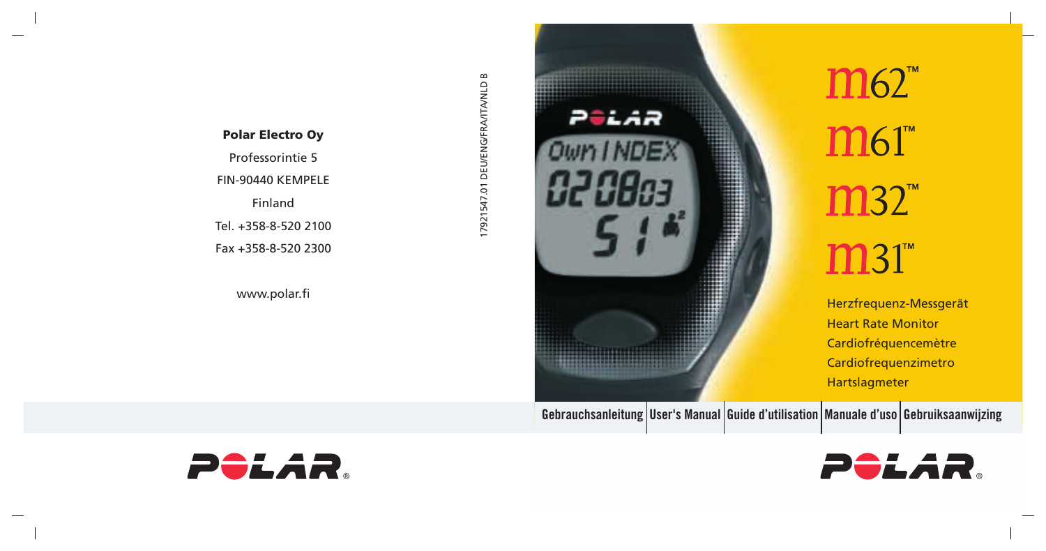**Polar Electro Oy**

Professorintie 5

FIN-90440 KEMPELE

Finland

Tel. +358-8-520 2100

Fax +358-8-520 2300

www.polar.fi

17921547.01 DEU/ENG/FRA/ITA/NLD B

# m62™ m61™ m32™ m31™

Herzfrequenz-Messgerät

Heart Rate Monitor

Cardiofréquencemètre

Cardiofrequenzimetro

Hartslagmeter

Gebrauchsanleitung | User's Manual | Guide d'utilisation | Manuale d'uso | Gebruiksaanwijzing

POLAR®

POLAR®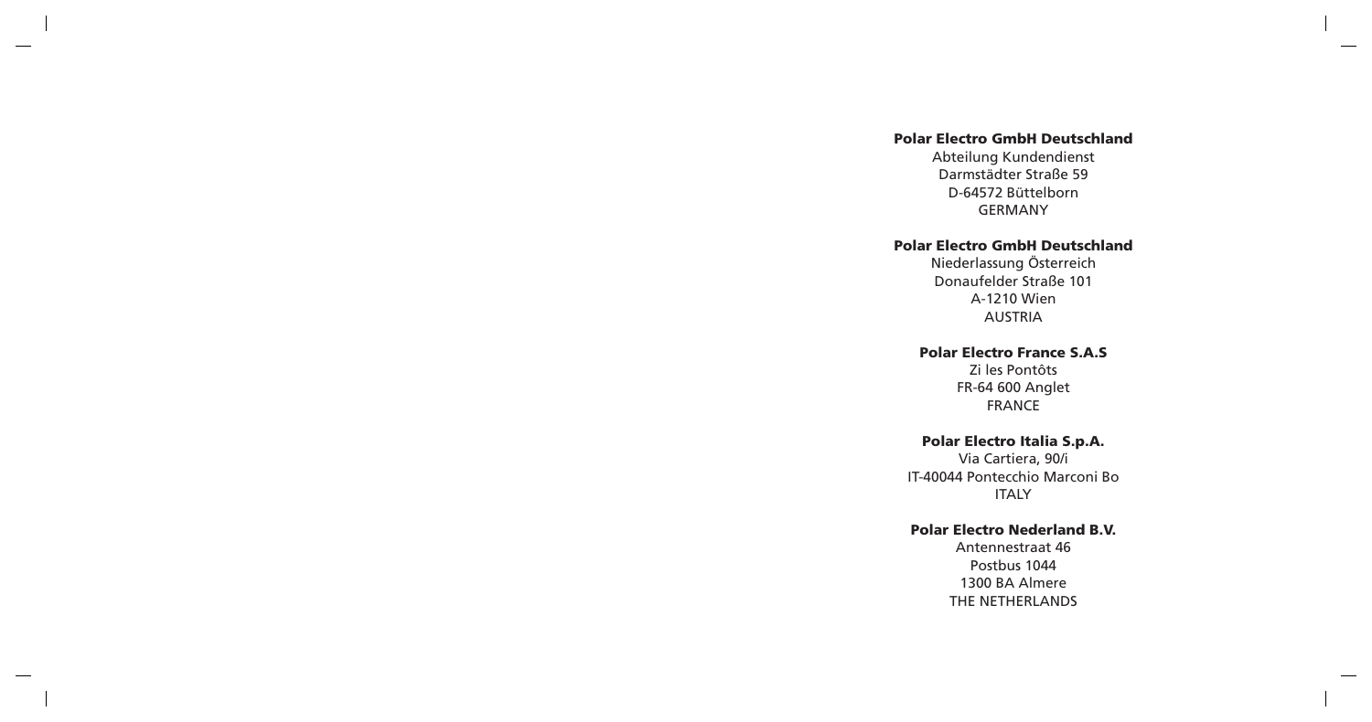**Polar Electro GmbH Deutschland**

Abteilung Kundendienst
Darmstädter Straße 59
D-64572 Büttelborn
GERMANY

**Polar Electro GmbH Deutschland**

Niederlassung Österreich
Donaufelder Straße 101
A-1210 Wien
AUSTRIA

**Polar Electro France S.A.S**

Zi les Pontôts
FR-64 600 Anglet
FRANCE

**Polar Electro Italia S.p.A.**

Via Cartiera, 90/i
IT-40044 Pontecchio Marconi Bo
ITALY

**Polar Electro Nederland B.V.**

Antennestraat 46
Postbus 1044
1300 BA Almere
THE NETHERLANDS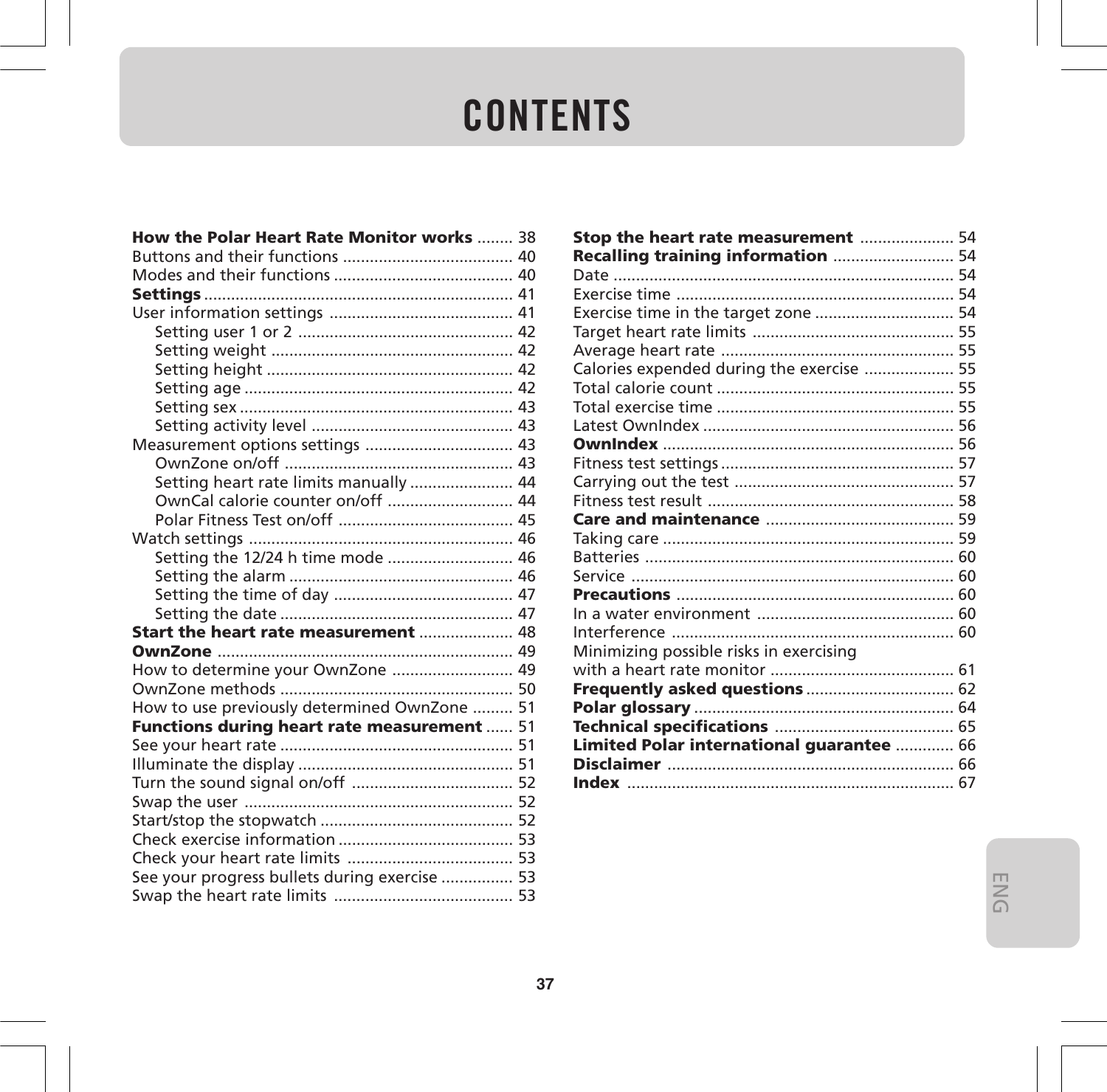# CONTENTS

**How the Polar Heart Rate Monitor works** ........ 38
Buttons and their functions ...................................... 40
Modes and their functions ........................................ 40
**Settings** ..................................................................... 41
User information settings ......................................... 41
  Setting user 1 or 2 ................................................ 42
  Setting weight ...................................................... 42
  Setting height ....................................................... 42
  Setting age ............................................................ 42
  Setting sex ............................................................. 43
  Setting activity level ............................................. 43
Measurement options settings ................................. 43
  OwnZone on/off ................................................... 43
  Setting heart rate limits manually ....................... 44
  OwnCal calorie counter on/off ............................ 44
  Polar Fitness Test on/off ....................................... 45
Watch settings ........................................................... 46
  Setting the 12/24 h time mode ............................ 46
  Setting the alarm .................................................. 46
  Setting the time of day ........................................ 47
  Setting the date .................................................... 47
**Start the heart rate measurement** ..................... 48
**OwnZone** ................................................................. 49
How to determine your OwnZone ........................... 49
OwnZone methods .................................................... 50
How to use previously determined OwnZone ......... 51
**Functions during heart rate measurement** ...... 51
See your heart rate .................................................... 51
Illuminate the display ................................................ 51
Turn the sound signal on/off .................................... 52
Swap the user ............................................................ 52
Start/stop the stopwatch ........................................... 52
Check exercise information ....................................... 53
Check your heart rate limits ..................................... 53
See your progress bullets during exercise ................ 53
Swap the heart rate limits ........................................ 53

**Stop the heart rate measurement** ..................... 54
**Recalling training information** ........................... 54
Date ............................................................................ 54
Exercise time .............................................................. 54
Exercise time in the target zone ............................... 54
Target heart rate limits ............................................. 55
Average heart rate .................................................... 55
Calories expended during the exercise .................... 55
Total calorie count ..................................................... 55
Total exercise time ..................................................... 55
Latest OwnIndex ........................................................ 56
**OwnIndex** ................................................................. 56
Fitness test settings .................................................... 57
Carrying out the test ................................................. 57
Fitness test result ....................................................... 58
**Care and maintenance** .......................................... 59
Taking care ................................................................. 59
Batteries ..................................................................... 60
Service ........................................................................ 60
**Precautions** .............................................................. 60
In a water environment ............................................ 60
Interference ............................................................... 60
Minimizing possible risks in exercising with a heart rate monitor ......................................... 61
**Frequently asked questions** ................................. 62
**Polar glossary** .......................................................... 64
**Technical specifications** ........................................ 65
**Limited Polar international guarantee** ............. 66
**Disclaimer** ................................................................ 66
**Index** ......................................................................... 67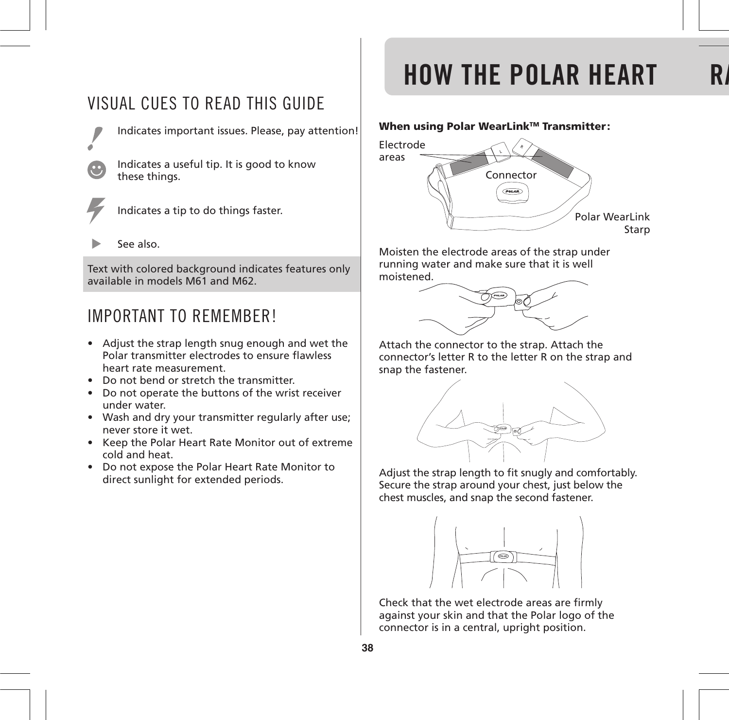## VISUAL CUES TO READ THIS GUIDE

! Indicates important issues. Please, pay attention!

Indicates a useful tip. It is good to know these things.

Indicates a tip to do things faster.

▶ See also.

Text with colored background indicates features only available in models M61 and M62.

## IMPORTANT TO REMEMBER!

- Adjust the strap length snug enough and wet the Polar transmitter electrodes to ensure flawless heart rate measurement.
- Do not bend or stretch the transmitter.
- Do not operate the buttons of the wrist receiver under water.
- Wash and dry your transmitter regularly after use; never store it wet.
- Keep the Polar Heart Rate Monitor out of extreme cold and heat.
- Do not expose the Polar Heart Rate Monitor to direct sunlight for extended periods.

# HOW THE POLAR HEART RA

**When using Polar WearLink™ Transmitter:**

Electrode areas

Connector

Polar WearLink Starp

Moisten the electrode areas of the strap under running water and make sure that it is well moistened.

Attach the connector to the strap. Attach the connector's letter R to the letter R on the strap and snap the fastener.

Adjust the strap length to fit snugly and comfortably. Secure the strap around your chest, just below the chest muscles, and snap the second fastener.

Check that the wet electrode areas are firmly against your skin and that the Polar logo of the connector is in a central, upright position.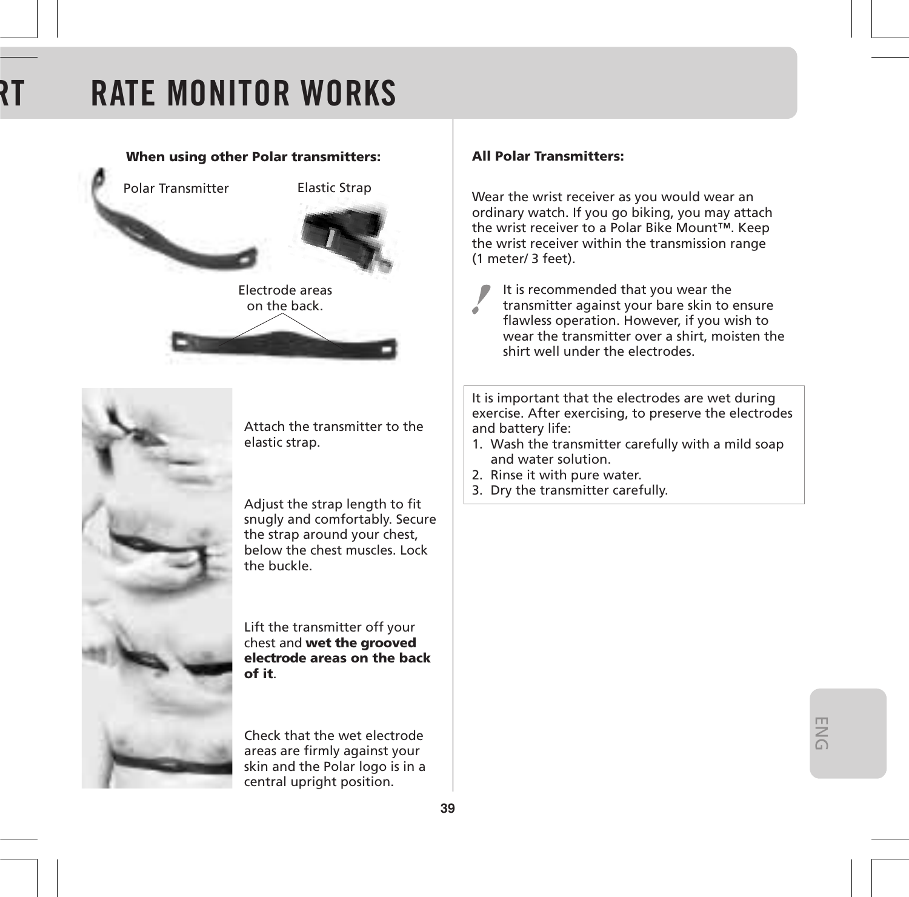# RT RATE MONITOR WORKS

**When using other Polar transmitters:**

Polar Transmitter

Elastic Strap

Electrode areas on the back.

Attach the transmitter to the elastic strap.

Adjust the strap length to fit snugly and comfortably. Secure the strap around your chest, below the chest muscles. Lock the buckle.

Lift the transmitter off your chest and **wet the grooved electrode areas on the back of it**.

Check that the wet electrode areas are firmly against your skin and the Polar logo is in a central upright position.

**All Polar Transmitters:**

Wear the wrist receiver as you would wear an ordinary watch. If you go biking, you may attach the wrist receiver to a Polar Bike Mount™. Keep the wrist receiver within the transmission range (1 meter/ 3 feet).

**!** It is recommended that you wear the transmitter against your bare skin to ensure flawless operation. However, if you wish to wear the transmitter over a shirt, moisten the shirt well under the electrodes.

It is important that the electrodes are wet during exercise. After exercising, to preserve the electrodes and battery life:

1. Wash the transmitter carefully with a mild soap and water solution.
2. Rinse it with pure water.
3. Dry the transmitter carefully.

ENG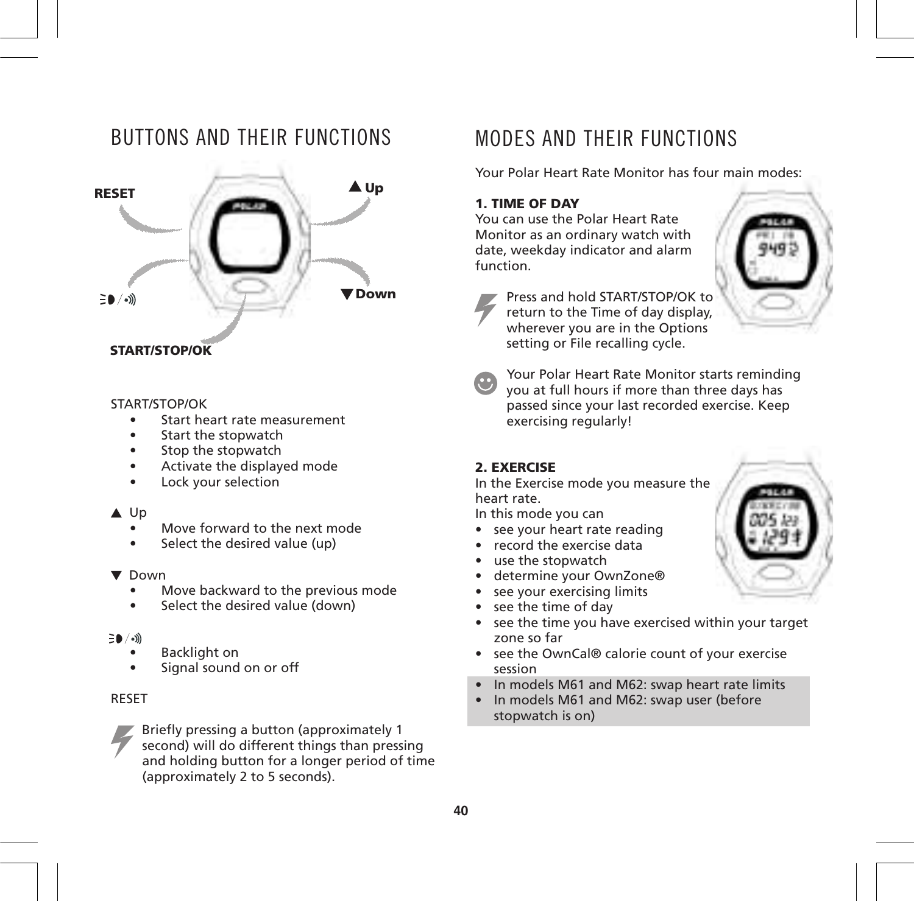# BUTTONS AND THEIR FUNCTIONS

RESET

▲ Up

▼ Down

START/STOP/OK

START/STOP/OK

- Start heart rate measurement
- Start the stopwatch
- Stop the stopwatch
- Activate the displayed mode
- Lock your selection

▲ Up

- Move forward to the next mode
- Select the desired value (up)

▼ Down

- Move backward to the previous mode
- Select the desired value (down)

Backlight / Signal sound button

- Backlight on
- Signal sound on or off

RESET

Briefly pressing a button (approximately 1 second) will do different things than pressing and holding button for a longer period of time (approximately 2 to 5 seconds).

# MODES AND THEIR FUNCTIONS

Your Polar Heart Rate Monitor has four main modes:

**1. TIME OF DAY**

You can use the Polar Heart Rate Monitor as an ordinary watch with date, weekday indicator and alarm function.

Press and hold START/STOP/OK to return to the Time of day display, wherever you are in the Options setting or File recalling cycle.

Your Polar Heart Rate Monitor starts reminding you at full hours if more than three days has passed since your last recorded exercise. Keep exercising regularly!

**2. EXERCISE**

In the Exercise mode you measure the heart rate.

In this mode you can

- see your heart rate reading
- record the exercise data
- use the stopwatch
- determine your OwnZone®
- see your exercising limits
- see the time of day
- see the time you have exercised within your target zone so far
- see the OwnCal® calorie count of your exercise session
- In models M61 and M62: swap heart rate limits
- In models M61 and M62: swap user (before stopwatch is on)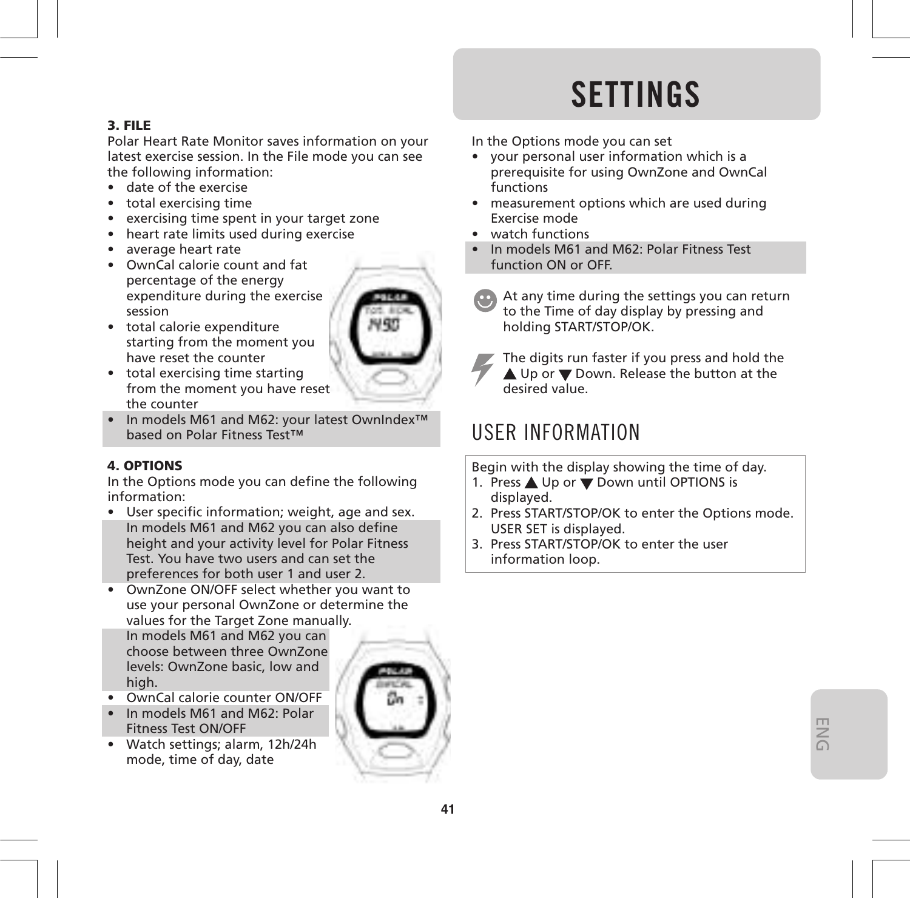### 3. FILE

Polar Heart Rate Monitor saves information on your latest exercise session. In the File mode you can see the following information:

- date of the exercise
- total exercising time
- exercising time spent in your target zone
- heart rate limits used during exercise
- average heart rate
- OwnCal calorie count and fat percentage of the energy expenditure during the exercise session
- total calorie expenditure starting from the moment you have reset the counter
- total exercising time starting from the moment you have reset the counter
- In models M61 and M62: your latest OwnIndex™ based on Polar Fitness Test™

### 4. OPTIONS

In the Options mode you can define the following information:

- User specific information; weight, age and sex. In models M61 and M62 you can also define height and your activity level for Polar Fitness Test. You have two users and can set the preferences for both user 1 and user 2.
- OwnZone ON/OFF select whether you want to use your personal OwnZone or determine the values for the Target Zone manually. In models M61 and M62 you can choose between three OwnZone levels: OwnZone basic, low and high.
- OwnCal calorie counter ON/OFF
- In models M61 and M62: Polar Fitness Test ON/OFF
- Watch settings; alarm, 12h/24h mode, time of day, date

# SETTINGS

In the Options mode you can set

- your personal user information which is a prerequisite for using OwnZone and OwnCal functions
- measurement options which are used during Exercise mode
- watch functions
- In models M61 and M62: Polar Fitness Test function ON or OFF.

At any time during the settings you can return to the Time of day display by pressing and holding START/STOP/OK.

The digits run faster if you press and hold the ▲ Up or ▼ Down. Release the button at the desired value.

## USER INFORMATION

Begin with the display showing the time of day.

1. Press ▲ Up or ▼ Down until OPTIONS is displayed.
2. Press START/STOP/OK to enter the Options mode. USER SET is displayed.
3. Press START/STOP/OK to enter the user information loop.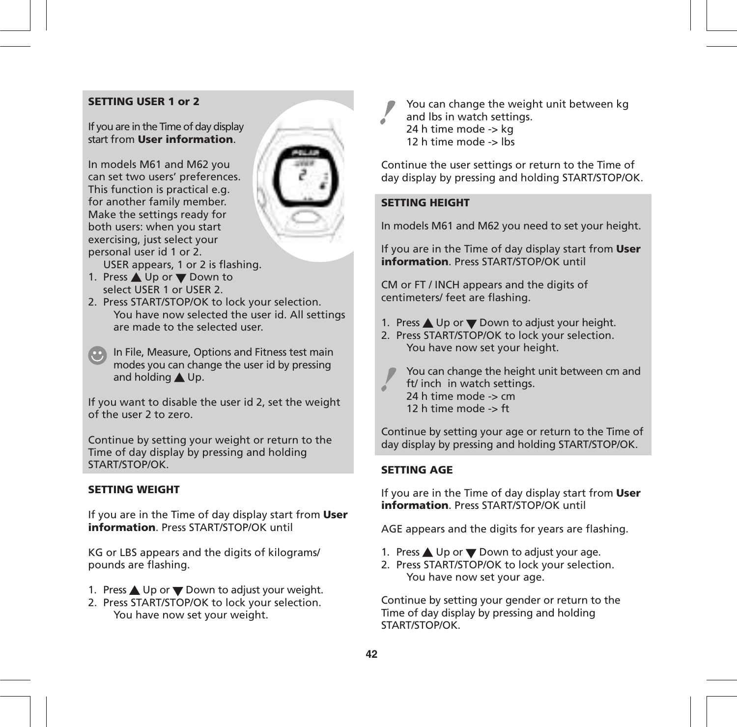### SETTING USER 1 or 2

If you are in the Time of day display start from **User information**.

In models M61 and M62 you can set two users' preferences. This function is practical e.g. for another family member. Make the settings ready for both users: when you start exercising, just select your personal user id 1 or 2.

USER appears, 1 or 2 is flashing.

1. Press ▲ Up or ▼ Down to select USER 1 or USER 2.
2. Press START/STOP/OK to lock your selection.
   You have now selected the user id. All settings are made to the selected user.

In File, Measure, Options and Fitness test main modes you can change the user id by pressing and holding ▲ Up.

If you want to disable the user id 2, set the weight of the user 2 to zero.

Continue by setting your weight or return to the Time of day display by pressing and holding START/STOP/OK.

### SETTING WEIGHT

If you are in the Time of day display start from **User information**. Press START/STOP/OK until

KG or LBS appears and the digits of kilograms/ pounds are flashing.

1. Press ▲ Up or ▼ Down to adjust your weight.
2. Press START/STOP/OK to lock your selection.
   You have now set your weight.

You can change the weight unit between kg and lbs in watch settings.
24 h time mode -> kg
12 h time mode -> lbs

Continue the user settings or return to the Time of day display by pressing and holding START/STOP/OK.

### SETTING HEIGHT

In models M61 and M62 you need to set your height.

If you are in the Time of day display start from **User information**. Press START/STOP/OK until

CM or FT / INCH appears and the digits of centimeters/ feet are flashing.

1. Press ▲ Up or ▼ Down to adjust your height.
2. Press START/STOP/OK to lock your selection.
   You have now set your height.

You can change the height unit between cm and ft/ inch in watch settings.
24 h time mode -> cm
12 h time mode -> ft

Continue by setting your age or return to the Time of day display by pressing and holding START/STOP/OK.

### SETTING AGE

If you are in the Time of day display start from **User information**. Press START/STOP/OK until

AGE appears and the digits for years are flashing.

1. Press ▲ Up or ▼ Down to adjust your age.
2. Press START/STOP/OK to lock your selection.
   You have now set your age.

Continue by setting your gender or return to the Time of day display by pressing and holding START/STOP/OK.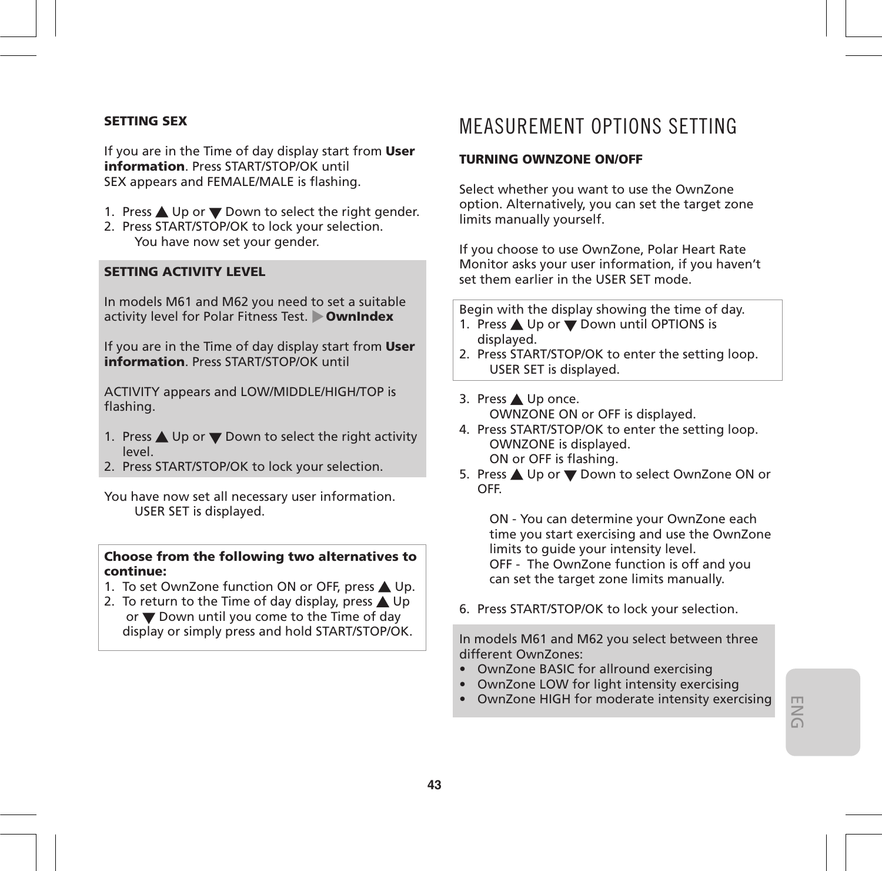**SETTING SEX**

If you are in the Time of day display start from **User information**. Press START/STOP/OK until SEX appears and FEMALE/MALE is flashing.

1. Press ▲ Up or ▼ Down to select the right gender.
2. Press START/STOP/OK to lock your selection.
   You have now set your gender.

**SETTING ACTIVITY LEVEL**

In models M61 and M62 you need to set a suitable activity level for Polar Fitness Test. ▶ **OwnIndex**

If you are in the Time of day display start from **User information**. Press START/STOP/OK until

ACTIVITY appears and LOW/MIDDLE/HIGH/TOP is flashing.

1. Press ▲ Up or ▼ Down to select the right activity level.
2. Press START/STOP/OK to lock your selection.

You have now set all necessary user information.
   USER SET is displayed.

**Choose from the following two alternatives to continue:**

1. To set OwnZone function ON or OFF, press ▲ Up.
2. To return to the Time of day display, press ▲ Up or ▼ Down until you come to the Time of day display or simply press and hold START/STOP/OK.

# MEASUREMENT OPTIONS SETTING

**TURNING OWNZONE ON/OFF**

Select whether you want to use the OwnZone option. Alternatively, you can set the target zone limits manually yourself.

If you choose to use OwnZone, Polar Heart Rate Monitor asks your user information, if you haven't set them earlier in the USER SET mode.

Begin with the display showing the time of day.

1. Press ▲ Up or ▼ Down until OPTIONS is displayed.
2. Press START/STOP/OK to enter the setting loop.
   USER SET is displayed.
3. Press ▲ Up once.
   OWNZONE ON or OFF is displayed.
4. Press START/STOP/OK to enter the setting loop.
   OWNZONE is displayed.
   ON or OFF is flashing.
5. Press ▲ Up or ▼ Down to select OwnZone ON or OFF.

   ON - You can determine your OwnZone each time you start exercising and use the OwnZone limits to guide your intensity level.
   OFF - The OwnZone function is off and you can set the target zone limits manually.

6. Press START/STOP/OK to lock your selection.

In models M61 and M62 you select between three different OwnZones:

- OwnZone BASIC for allround exercising
- OwnZone LOW for light intensity exercising
- OwnZone HIGH for moderate intensity exercising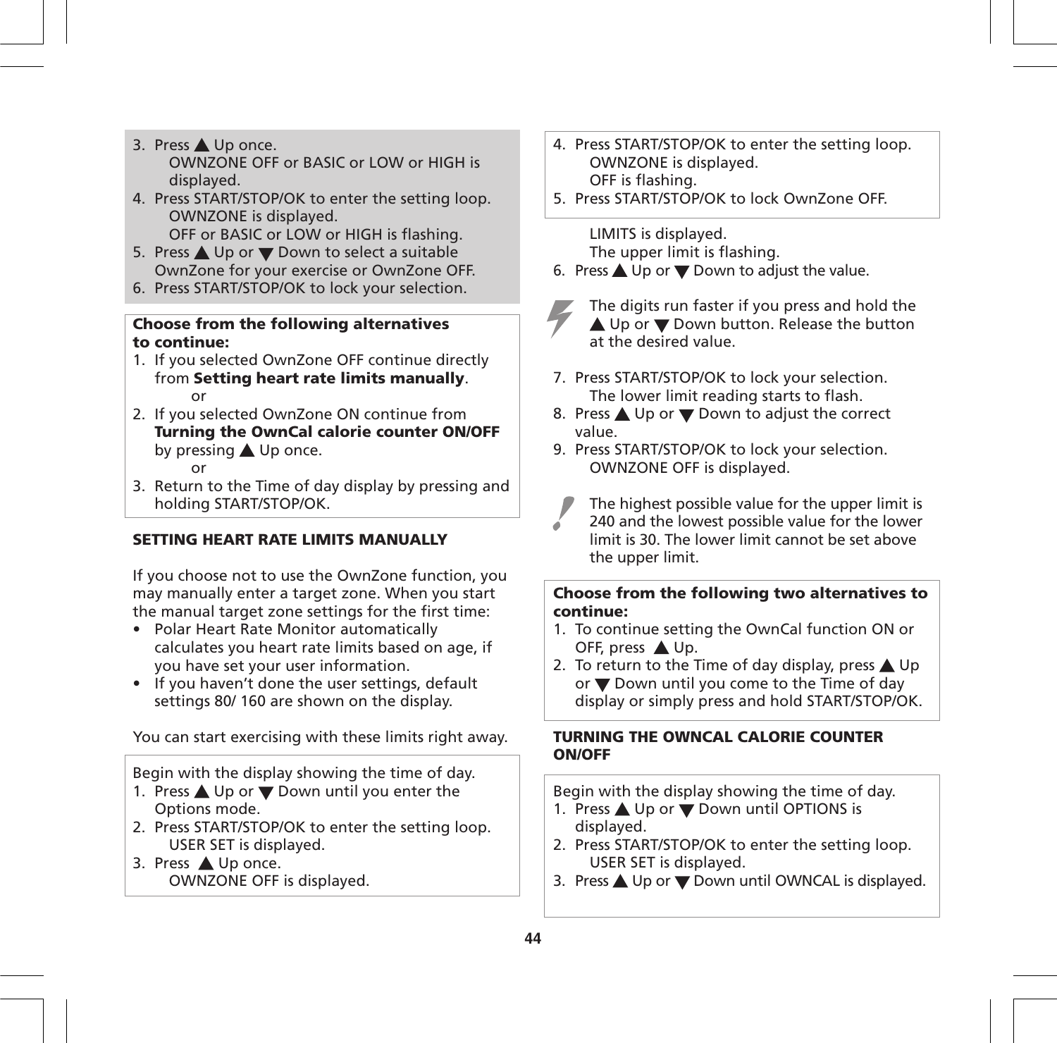3. Press ▲ Up once.
   OWNZONE OFF or BASIC or LOW or HIGH is displayed.
4. Press START/STOP/OK to enter the setting loop.
   OWNZONE is displayed.
   OFF or BASIC or LOW or HIGH is flashing.
5. Press ▲ Up or ▼ Down to select a suitable OwnZone for your exercise or OwnZone OFF.
6. Press START/STOP/OK to lock your selection.

**Choose from the following alternatives to continue:**

1. If you selected OwnZone OFF continue directly from **Setting heart rate limits manually**.
   or
2. If you selected OwnZone ON continue from **Turning the OwnCal calorie counter ON/OFF** by pressing ▲ Up once.
   or
3. Return to the Time of day display by pressing and holding START/STOP/OK.

## SETTING HEART RATE LIMITS MANUALLY

If you choose not to use the OwnZone function, you may manually enter a target zone. When you start the manual target zone settings for the first time:

- Polar Heart Rate Monitor automatically calculates you heart rate limits based on age, if you have set your user information.
- If you haven't done the user settings, default settings 80/ 160 are shown on the display.

You can start exercising with these limits right away.

Begin with the display showing the time of day.

1. Press ▲ Up or ▼ Down until you enter the Options mode.
2. Press START/STOP/OK to enter the setting loop.
   USER SET is displayed.
3. Press ▲ Up once.
   OWNZONE OFF is displayed.
4. Press START/STOP/OK to enter the setting loop.
   OWNZONE is displayed.
   OFF is flashing.
5. Press START/STOP/OK to lock OwnZone OFF.
   LIMITS is displayed.
   The upper limit is flashing.
6. Press ▲ Up or ▼ Down to adjust the value.

The digits run faster if you press and hold the ▲ Up or ▼ Down button. Release the button at the desired value.

7. Press START/STOP/OK to lock your selection.
   The lower limit reading starts to flash.
8. Press ▲ Up or ▼ Down to adjust the correct value.
9. Press START/STOP/OK to lock your selection.
   OWNZONE OFF is displayed.

The highest possible value for the upper limit is 240 and the lowest possible value for the lower limit is 30. The lower limit cannot be set above the upper limit.

**Choose from the following two alternatives to continue:**

1. To continue setting the OwnCal function ON or OFF, press ▲ Up.
2. To return to the Time of day display, press ▲ Up or ▼ Down until you come to the Time of day display or simply press and hold START/STOP/OK.

## TURNING THE OWNCAL CALORIE COUNTER ON/OFF

Begin with the display showing the time of day.

1. Press ▲ Up or ▼ Down until OPTIONS is displayed.
2. Press START/STOP/OK to enter the setting loop.
   USER SET is displayed.
3. Press ▲ Up or ▼ Down until OWNCAL is displayed.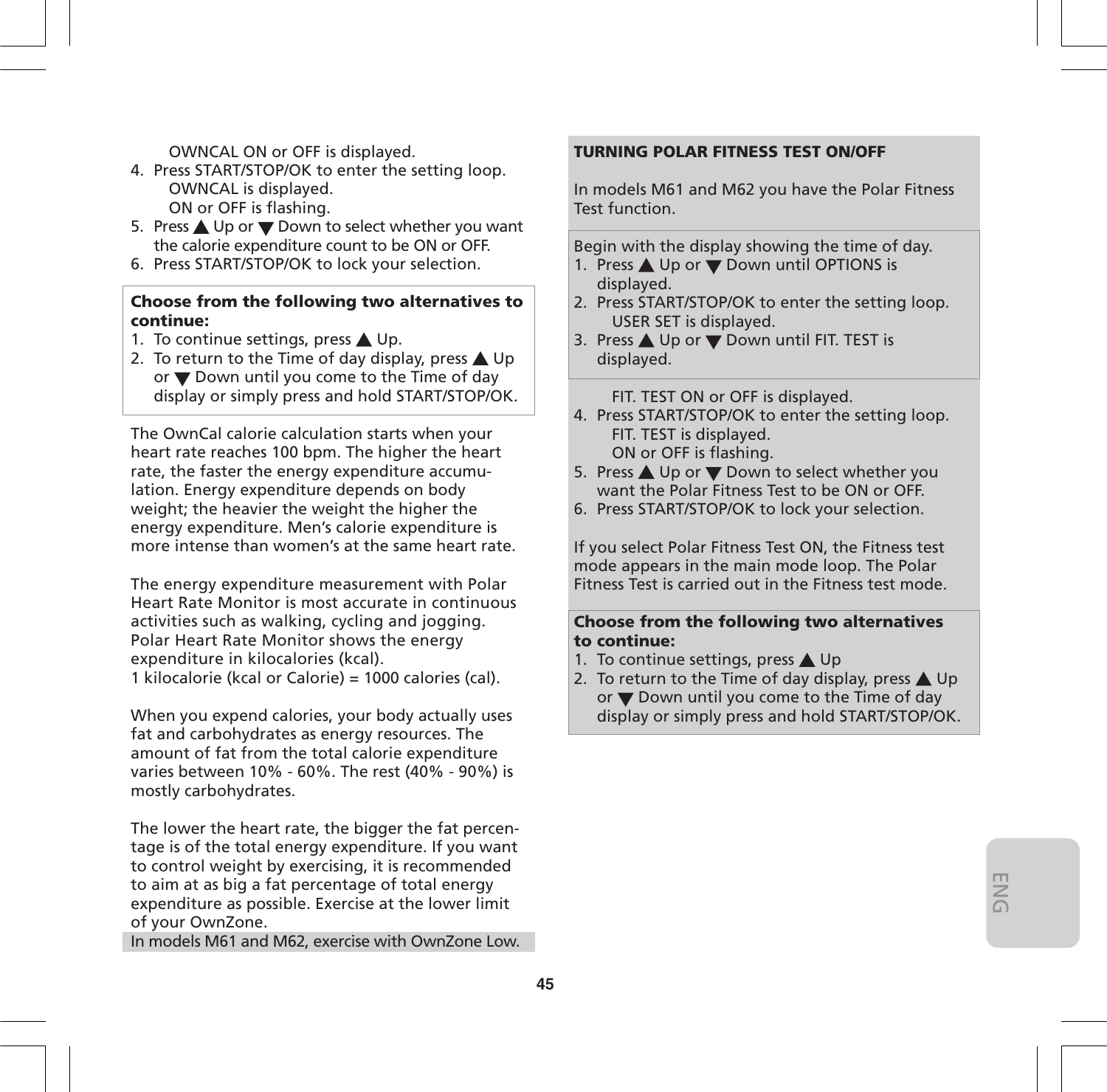OWNCAL ON or OFF is displayed.

4. Press START/STOP/OK to enter the setting loop.
   OWNCAL is displayed.
   ON or OFF is flashing.
5. Press ▲ Up or ▼ Down to select whether you want the calorie expenditure count to be ON or OFF.
6. Press START/STOP/OK to lock your selection.

**Choose from the following two alternatives to continue:**

1. To continue settings, press ▲ Up.
2. To return to the Time of day display, press ▲ Up or ▼ Down until you come to the Time of day display or simply press and hold START/STOP/OK.

The OwnCal calorie calculation starts when your heart rate reaches 100 bpm. The higher the heart rate, the faster the energy expenditure accumulation. Energy expenditure depends on body weight; the heavier the weight the higher the energy expenditure. Men's calorie expenditure is more intense than women's at the same heart rate.

The energy expenditure measurement with Polar Heart Rate Monitor is most accurate in continuous activities such as walking, cycling and jogging. Polar Heart Rate Monitor shows the energy expenditure in kilocalories (kcal).
1 kilocalorie (kcal or Calorie) = 1000 calories (cal).

When you expend calories, your body actually uses fat and carbohydrates as energy resources. The amount of fat from the total calorie expenditure varies between 10% - 60%. The rest (40% - 90%) is mostly carbohydrates.

The lower the heart rate, the bigger the fat percentage is of the total energy expenditure. If you want to control weight by exercising, it is recommended to aim at as big a fat percentage of total energy expenditure as possible. Exercise at the lower limit of your OwnZone.
In models M61 and M62, exercise with OwnZone Low.

**TURNING POLAR FITNESS TEST ON/OFF**

In models M61 and M62 you have the Polar Fitness Test function.

Begin with the display showing the time of day.

1. Press ▲ Up or ▼ Down until OPTIONS is displayed.
2. Press START/STOP/OK to enter the setting loop.
   USER SET is displayed.
3. Press ▲ Up or ▼ Down until FIT. TEST is displayed.

FIT. TEST ON or OFF is displayed.

4. Press START/STOP/OK to enter the setting loop.
   FIT. TEST is displayed.
   ON or OFF is flashing.
5. Press ▲ Up or ▼ Down to select whether you want the Polar Fitness Test to be ON or OFF.
6. Press START/STOP/OK to lock your selection.

If you select Polar Fitness Test ON, the Fitness test mode appears in the main mode loop. The Polar Fitness Test is carried out in the Fitness test mode.

**Choose from the following two alternatives to continue:**

1. To continue settings, press ▲ Up
2. To return to the Time of day display, press ▲ Up or ▼ Down until you come to the Time of day display or simply press and hold START/STOP/OK.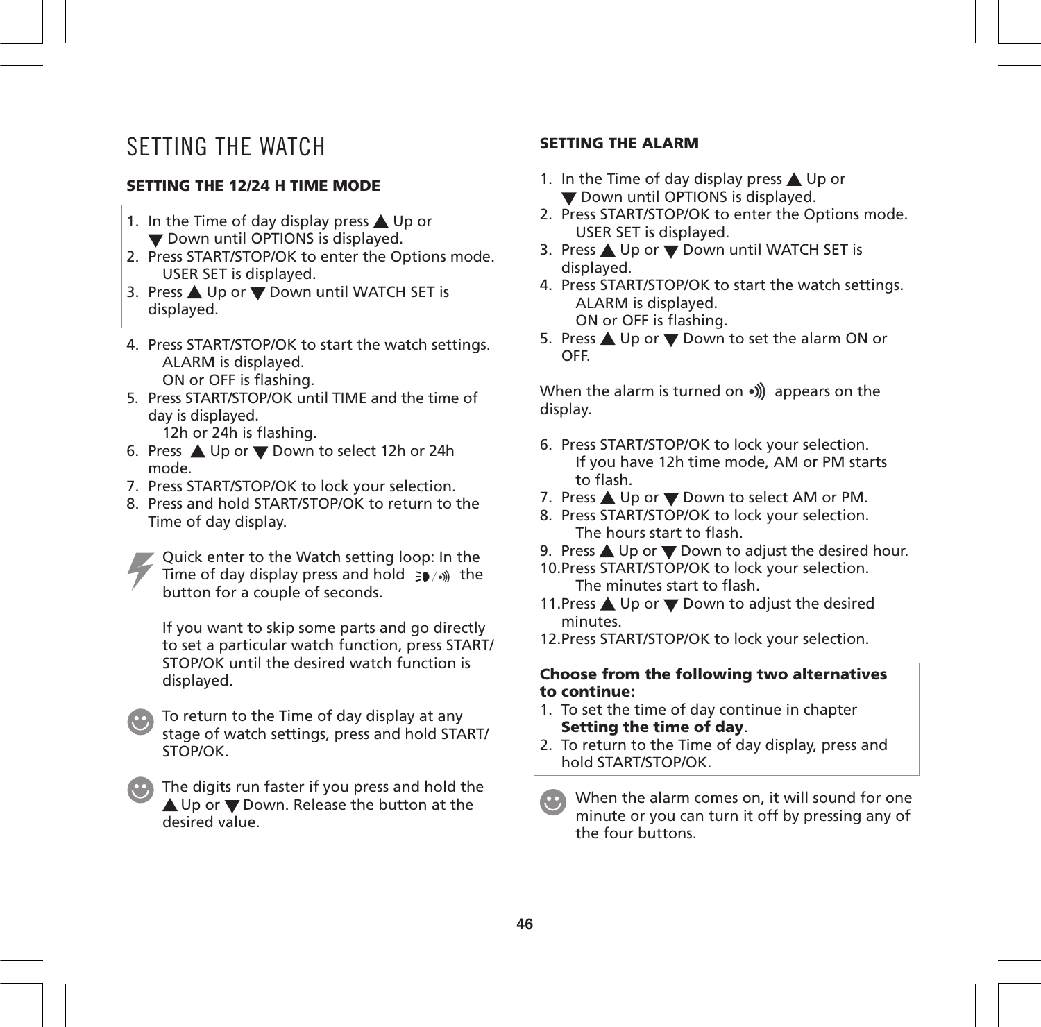# SETTING THE WATCH

### SETTING THE 12/24 H TIME MODE

1. In the Time of day display press ▲ Up or ▼ Down until OPTIONS is displayed.
2. Press START/STOP/OK to enter the Options mode.
   USER SET is displayed.
3. Press ▲ Up or ▼ Down until WATCH SET is displayed.
4. Press START/STOP/OK to start the watch settings.
   ALARM is displayed.
   ON or OFF is flashing.
5. Press START/STOP/OK until TIME and the time of day is displayed.
   12h or 24h is flashing.
6. Press ▲ Up or ▼ Down to select 12h or 24h mode.
7. Press START/STOP/OK to lock your selection.
8. Press and hold START/STOP/OK to return to the Time of day display.

Quick enter to the Watch setting loop: In the Time of day display press and hold the button for a couple of seconds.

If you want to skip some parts and go directly to set a particular watch function, press START/STOP/OK until the desired watch function is displayed.

To return to the Time of day display at any stage of watch settings, press and hold START/STOP/OK.

The digits run faster if you press and hold the ▲ Up or ▼ Down. Release the button at the desired value.

### SETTING THE ALARM

1. In the Time of day display press ▲ Up or ▼ Down until OPTIONS is displayed.
2. Press START/STOP/OK to enter the Options mode.
   USER SET is displayed.
3. Press ▲ Up or ▼ Down until WATCH SET is displayed.
4. Press START/STOP/OK to start the watch settings.
   ALARM is displayed.
   ON or OFF is flashing.
5. Press ▲ Up or ▼ Down to set the alarm ON or OFF.

When the alarm is turned on •))) appears on the display.

6. Press START/STOP/OK to lock your selection.
   If you have 12h time mode, AM or PM starts to flash.
7. Press ▲ Up or ▼ Down to select AM or PM.
8. Press START/STOP/OK to lock your selection.
   The hours start to flash.
9. Press ▲ Up or ▼ Down to adjust the desired hour.
10. Press START/STOP/OK to lock your selection.
    The minutes start to flash.
11. Press ▲ Up or ▼ Down to adjust the desired minutes.
12. Press START/STOP/OK to lock your selection.

**Choose from the following two alternatives to continue:**

1. To set the time of day continue in chapter **Setting the time of day**.
2. To return to the Time of day display, press and hold START/STOP/OK.

When the alarm comes on, it will sound for one minute or you can turn it off by pressing any of the four buttons.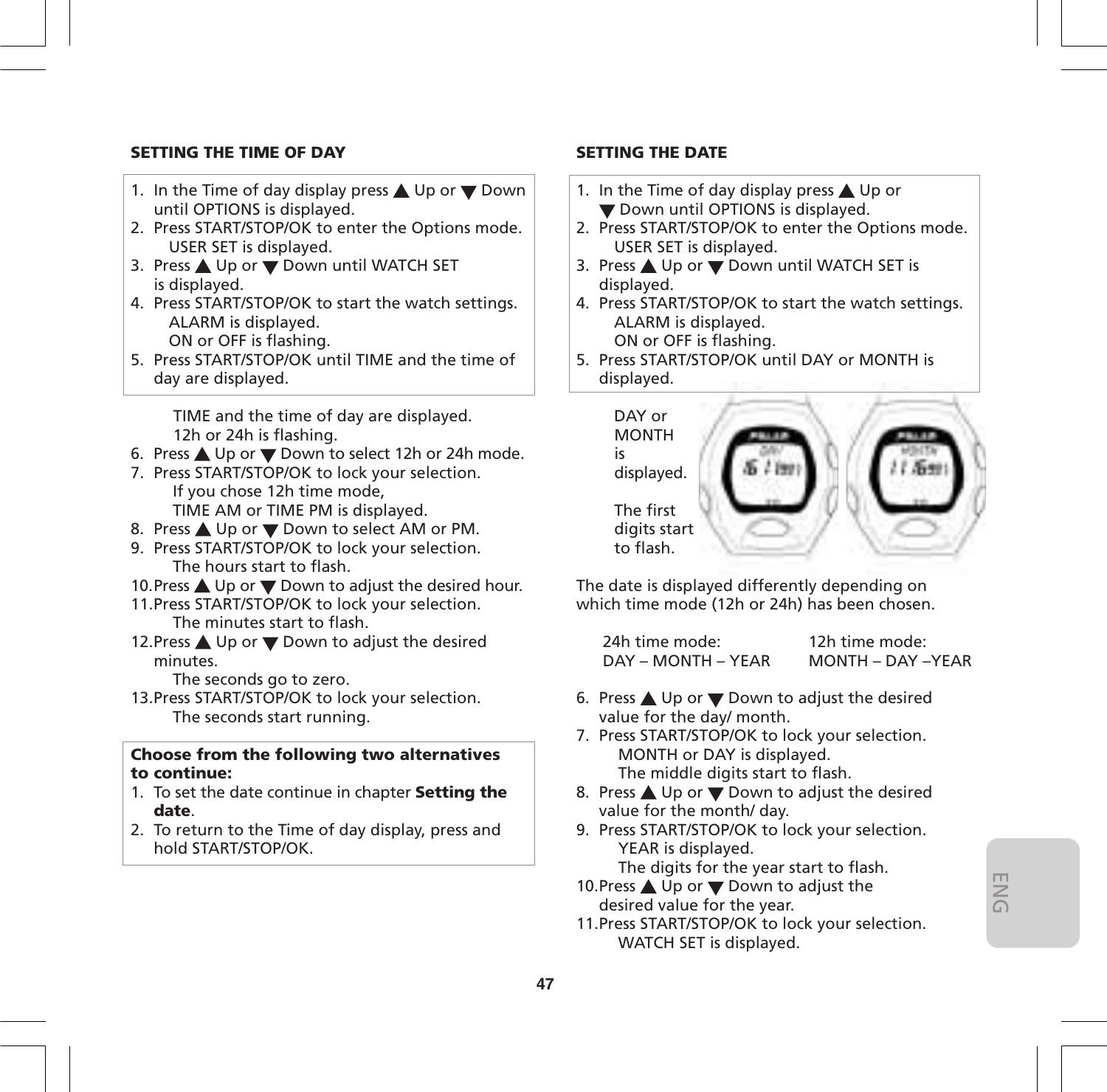## SETTING THE TIME OF DAY

1. In the Time of day display press ▲ Up or ▼ Down until OPTIONS is displayed.
2. Press START/STOP/OK to enter the Options mode.
   USER SET is displayed.
3. Press ▲ Up or ▼ Down until WATCH SET is displayed.
4. Press START/STOP/OK to start the watch settings.
   ALARM is displayed.
   ON or OFF is flashing.
5. Press START/STOP/OK until TIME and the time of day are displayed.

   TIME and the time of day are displayed.
   12h or 24h is flashing.
6. Press ▲ Up or ▼ Down to select 12h or 24h mode.
7. Press START/STOP/OK to lock your selection.
   If you chose 12h time mode,
   TIME AM or TIME PM is displayed.
8. Press ▲ Up or ▼ Down to select AM or PM.
9. Press START/STOP/OK to lock your selection.
   The hours start to flash.
10. Press ▲ Up or ▼ Down to adjust the desired hour.
11. Press START/STOP/OK to lock your selection.
    The minutes start to flash.
12. Press ▲ Up or ▼ Down to adjust the desired minutes.
    The seconds go to zero.
13. Press START/STOP/OK to lock your selection.
    The seconds start running.

**Choose from the following two alternatives to continue:**
1. To set the date continue in chapter **Setting the date**.
2. To return to the Time of day display, press and hold START/STOP/OK.

## SETTING THE DATE

1. In the Time of day display press ▲ Up or ▼ Down until OPTIONS is displayed.
2. Press START/STOP/OK to enter the Options mode.
   USER SET is displayed.
3. Press ▲ Up or ▼ Down until WATCH SET is displayed.
4. Press START/STOP/OK to start the watch settings.
   ALARM is displayed.
   ON or OFF is flashing.
5. Press START/STOP/OK until DAY or MONTH is displayed.

   DAY or MONTH is displayed.

   The first digits start to flash.

The date is displayed differently depending on which time mode (12h or 24h) has been chosen.

| 24h time mode: | 12h time mode: |
|---|---|
| DAY – MONTH – YEAR | MONTH – DAY –YEAR |

6. Press ▲ Up or ▼ Down to adjust the desired value for the day/ month.
7. Press START/STOP/OK to lock your selection.
   MONTH or DAY is displayed.
   The middle digits start to flash.
8. Press ▲ Up or ▼ Down to adjust the desired value for the month/ day.
9. Press START/STOP/OK to lock your selection.
   YEAR is displayed.
   The digits for the year start to flash.
10. Press ▲ Up or ▼ Down to adjust the desired value for the year.
11. Press START/STOP/OK to lock your selection.
    WATCH SET is displayed.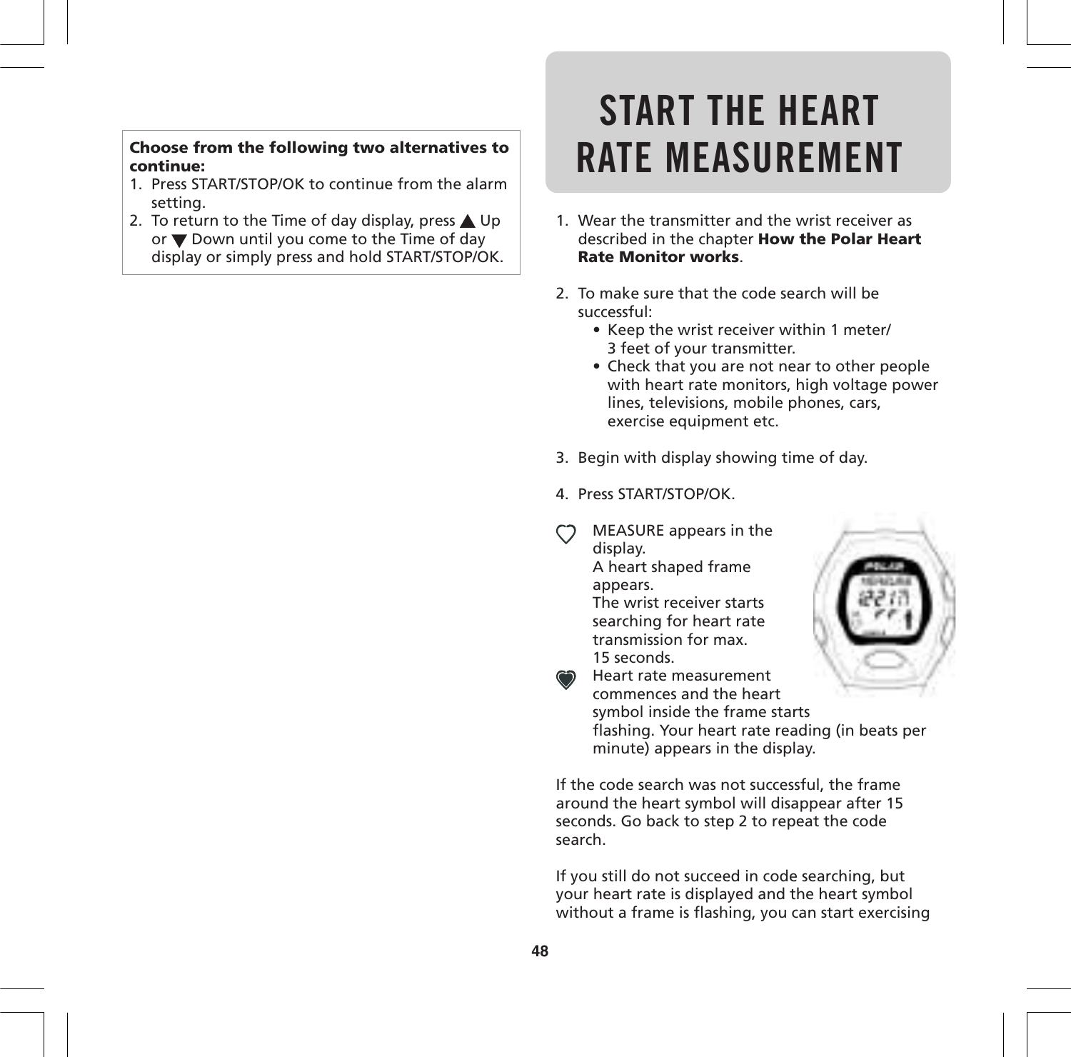**Choose from the following two alternatives to continue:**

1. Press START/STOP/OK to continue from the alarm setting.
2. To return to the Time of day display, press ▲ Up or ▼ Down until you come to the Time of day display or simply press and hold START/STOP/OK.

# START THE HEART RATE MEASUREMENT

1. Wear the transmitter and the wrist receiver as described in the chapter **How the Polar Heart Rate Monitor works**.

2. To make sure that the code search will be successful:
   - Keep the wrist receiver within 1 meter/ 3 feet of your transmitter.
   - Check that you are not near to other people with heart rate monitors, high voltage power lines, televisions, mobile phones, cars, exercise equipment etc.

3. Begin with display showing time of day.

4. Press START/STOP/OK.

♡ MEASURE appears in the display. A heart shaped frame appears. The wrist receiver starts searching for heart rate transmission for max. 15 seconds.

♥ Heart rate measurement commences and the heart symbol inside the frame starts flashing. Your heart rate reading (in beats per minute) appears in the display.

If the code search was not successful, the frame around the heart symbol will disappear after 15 seconds. Go back to step 2 to repeat the code search.

If you still do not succeed in code searching, but your heart rate is displayed and the heart symbol without a frame is flashing, you can start exercising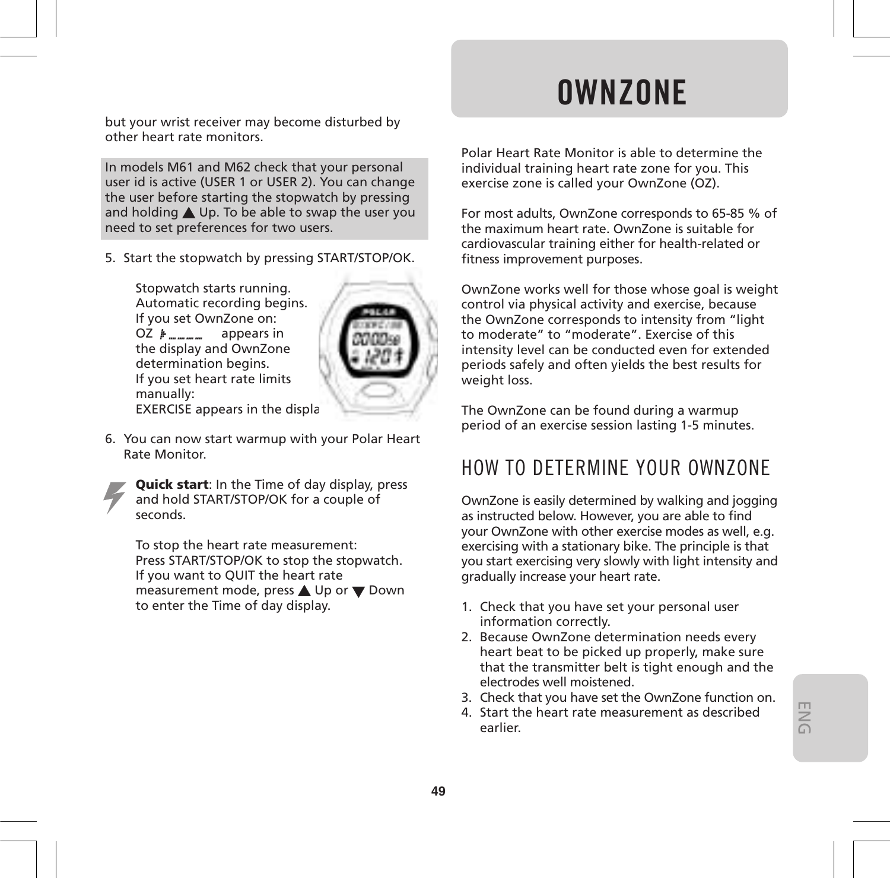but your wrist receiver may become disturbed by other heart rate monitors.

In models M61 and M62 check that your personal user id is active (USER 1 or USER 2). You can change the user before starting the stopwatch by pressing and holding ▲ Up. To be able to swap the user you need to set preferences for two users.

5. Start the stopwatch by pressing START/STOP/OK.

   Stopwatch starts running.
   Automatic recording begins.
   If you set OwnZone on:
   OZ ♥ _ _ _ _ appears in the display and OwnZone determination begins.
   If you set heart rate limits manually:
   EXERCISE appears in the display.

6. You can now start warmup with your Polar Heart Rate Monitor.

**Quick start**: In the Time of day display, press and hold START/STOP/OK for a couple of seconds.

To stop the heart rate measurement:
Press START/STOP/OK to stop the stopwatch.
If you want to QUIT the heart rate measurement mode, press ▲ Up or ▼ Down to enter the Time of day display.

# OWNZONE

Polar Heart Rate Monitor is able to determine the individual training heart rate zone for you. This exercise zone is called your OwnZone (OZ).

For most adults, OwnZone corresponds to 65-85 % of the maximum heart rate. OwnZone is suitable for cardiovascular training either for health-related or fitness improvement purposes.

OwnZone works well for those whose goal is weight control via physical activity and exercise, because the OwnZone corresponds to intensity from "light to moderate" to "moderate". Exercise of this intensity level can be conducted even for extended periods safely and often yields the best results for weight loss.

The OwnZone can be found during a warmup period of an exercise session lasting 1-5 minutes.

## HOW TO DETERMINE YOUR OWNZONE

OwnZone is easily determined by walking and jogging as instructed below. However, you are able to find your OwnZone with other exercise modes as well, e.g. exercising with a stationary bike. The principle is that you start exercising very slowly with light intensity and gradually increase your heart rate.

1. Check that you have set your personal user information correctly.
2. Because OwnZone determination needs every heart beat to be picked up properly, make sure that the transmitter belt is tight enough and the electrodes well moistened.
3. Check that you have set the OwnZone function on.
4. Start the heart rate measurement as described earlier.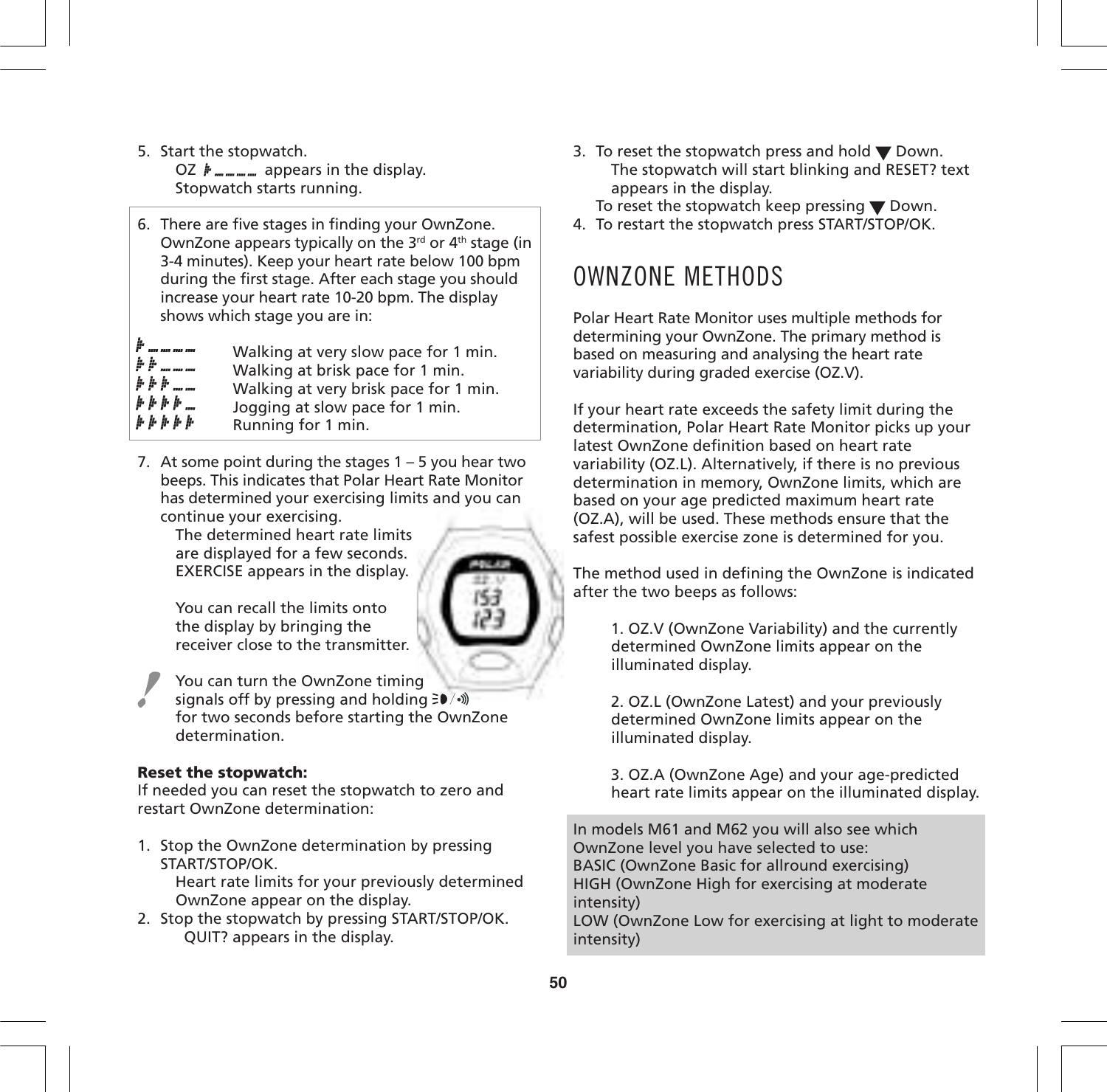5. Start the stopwatch.
   OZ ▶ _ _ _ _ appears in the display.
   Stopwatch starts running.

6. There are five stages in finding your OwnZone. OwnZone appears typically on the 3rd or 4th stage (in 3-4 minutes). Keep your heart rate below 100 bpm during the first stage. After each stage you should increase your heart rate 10-20 bpm. The display shows which stage you are in:

| | |
|---|---|
| ▶ _ _ _ _ | Walking at very slow pace for 1 min. |
| ▶ ▶ _ _ _ | Walking at brisk pace for 1 min. |
| ▶ ▶ ▶ _ _ | Walking at very brisk pace for 1 min. |
| ▶ ▶ ▶ ▶ _ | Jogging at slow pace for 1 min. |
| ▶ ▶ ▶ ▶ ▶ | Running for 1 min. |

7. At some point during the stages 1 – 5 you hear two beeps. This indicates that Polar Heart Rate Monitor has determined your exercising limits and you can continue your exercising.
   The determined heart rate limits are displayed for a few seconds. EXERCISE appears in the display.

   You can recall the limits onto the display by bringing the receiver close to the transmitter.

! You can turn the OwnZone timing signals off by pressing and holding ☰/🔊 for two seconds before starting the OwnZone determination.

**Reset the stopwatch:**
If needed you can reset the stopwatch to zero and restart OwnZone determination:

1. Stop the OwnZone determination by pressing START/STOP/OK.
   Heart rate limits for your previously determined OwnZone appear on the display.
2. Stop the stopwatch by pressing START/STOP/OK.
   QUIT? appears in the display.
3. To reset the stopwatch press and hold ▼ Down.
   The stopwatch will start blinking and RESET? text appears in the display.
   To reset the stopwatch keep pressing ▼ Down.
4. To restart the stopwatch press START/STOP/OK.

# OWNZONE METHODS

Polar Heart Rate Monitor uses multiple methods for determining your OwnZone. The primary method is based on measuring and analysing the heart rate variability during graded exercise (OZ.V).

If your heart rate exceeds the safety limit during the determination, Polar Heart Rate Monitor picks up your latest OwnZone definition based on heart rate variability (OZ.L). Alternatively, if there is no previous determination in memory, OwnZone limits, which are based on your age predicted maximum heart rate (OZ.A), will be used. These methods ensure that the safest possible exercise zone is determined for you.

The method used in defining the OwnZone is indicated after the two beeps as follows:

1. OZ.V (OwnZone Variability) and the currently determined OwnZone limits appear on the illuminated display.

2. OZ.L (OwnZone Latest) and your previously determined OwnZone limits appear on the illuminated display.

3. OZ.A (OwnZone Age) and your age-predicted heart rate limits appear on the illuminated display.

In models M61 and M62 you will also see which OwnZone level you have selected to use:
BASIC (OwnZone Basic for allround exercising)
HIGH (OwnZone High for exercising at moderate intensity)
LOW (OwnZone Low for exercising at light to moderate intensity)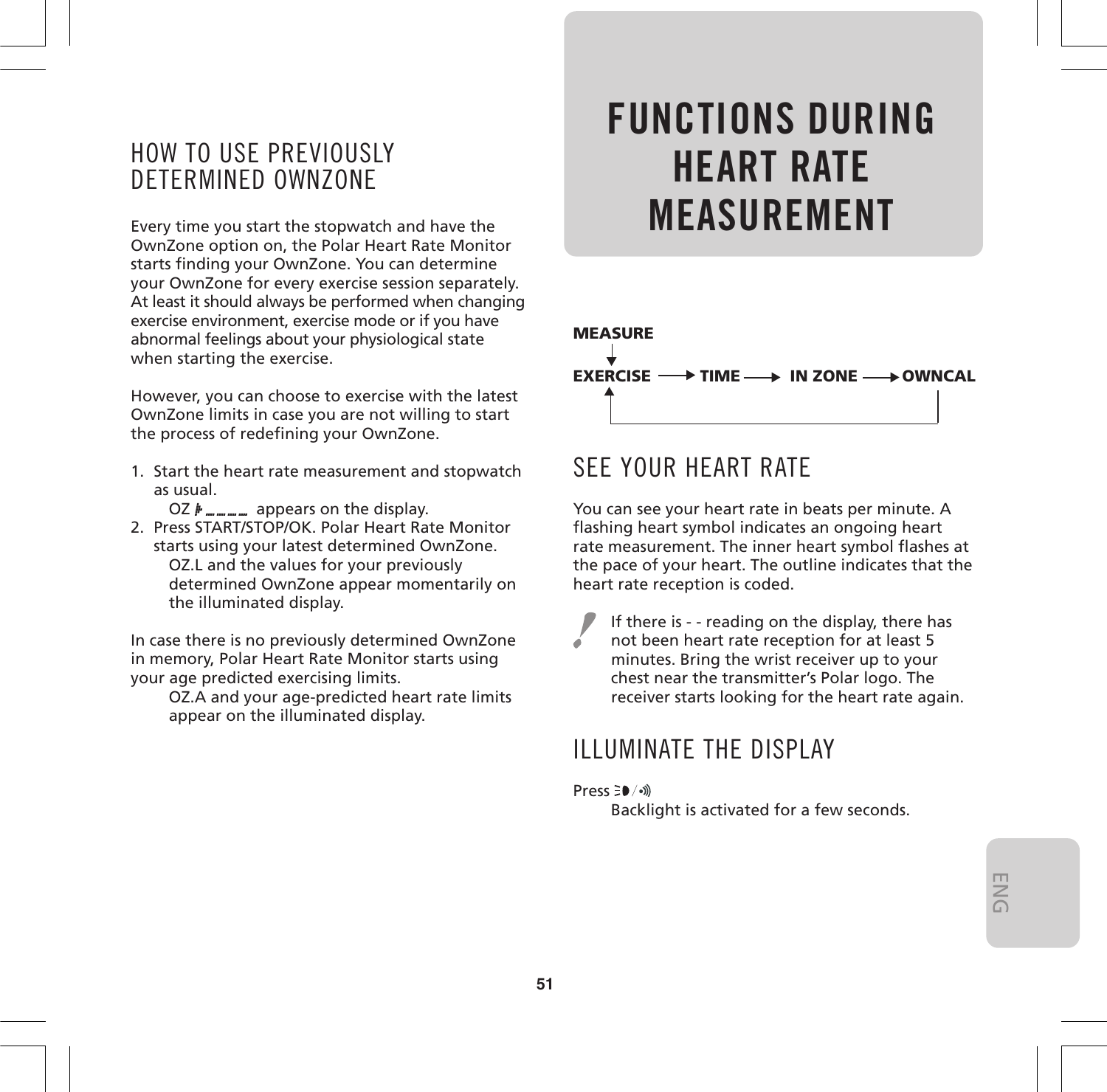## HOW TO USE PREVIOUSLY DETERMINED OWNZONE

Every time you start the stopwatch and have the OwnZone option on, the Polar Heart Rate Monitor starts finding your OwnZone. You can determine your OwnZone for every exercise session separately. At least it should always be performed when changing exercise environment, exercise mode or if you have abnormal feelings about your physiological state when starting the exercise.

However, you can choose to exercise with the latest OwnZone limits in case you are not willing to start the process of redefining your OwnZone.

1. Start the heart rate measurement and stopwatch as usual.
   OZ ⁝- - - - appears on the display.
2. Press START/STOP/OK. Polar Heart Rate Monitor starts using your latest determined OwnZone.
   OZ.L and the values for your previously determined OwnZone appear momentarily on the illuminated display.

In case there is no previously determined OwnZone in memory, Polar Heart Rate Monitor starts using your age predicted exercising limits.
   OZ.A and your age-predicted heart rate limits appear on the illuminated display.

# FUNCTIONS DURING HEART RATE MEASUREMENT

**MEASURE**
↓
**EXERCISE** → **TIME** → **IN ZONE** → **OWNCAL** → (back to EXERCISE)

## SEE YOUR HEART RATE

You can see your heart rate in beats per minute. A flashing heart symbol indicates an ongoing heart rate measurement. The inner heart symbol flashes at the pace of your heart. The outline indicates that the heart rate reception is coded.

> ! If there is - - reading on the display, there has not been heart rate reception for at least 5 minutes. Bring the wrist receiver up to your chest near the transmitter's Polar logo. The receiver starts looking for the heart rate again.

## ILLUMINATE THE DISPLAY

Press ☼/🔊
   Backlight is activated for a few seconds.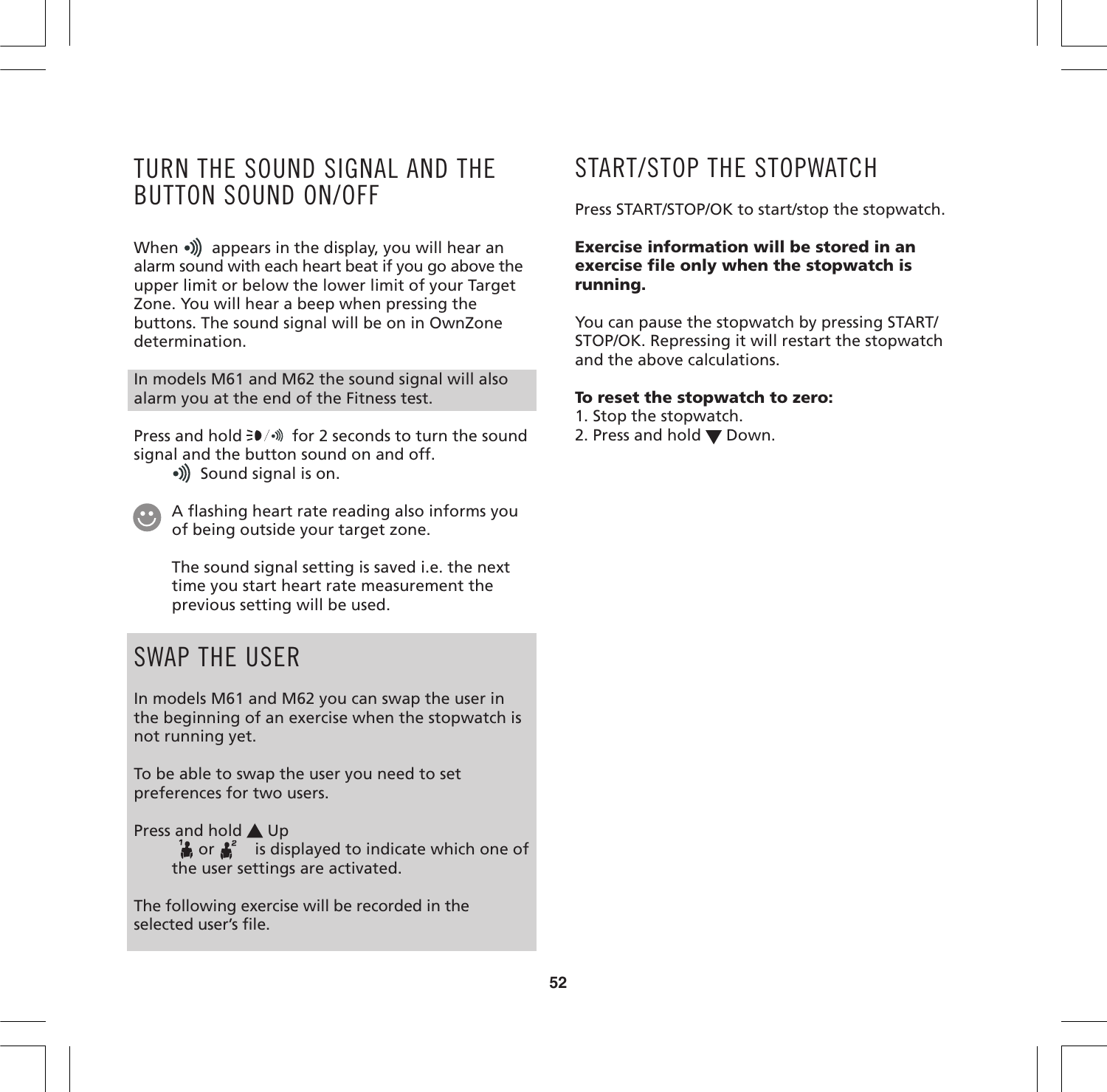## TURN THE SOUND SIGNAL AND THE BUTTON SOUND ON/OFF

When •))) appears in the display, you will hear an alarm sound with each heart beat if you go above the upper limit or below the lower limit of your Target Zone. You will hear a beep when pressing the buttons. The sound signal will be on in OwnZone determination.

In models M61 and M62 the sound signal will also alarm you at the end of the Fitness test.

Press and hold ☰◗/•))) for 2 seconds to turn the sound signal and the button sound on and off.

•))) Sound signal is on.

A flashing heart rate reading also informs you of being outside your target zone.

The sound signal setting is saved i.e. the next time you start heart rate measurement the previous setting will be used.

## SWAP THE USER

In models M61 and M62 you can swap the user in the beginning of an exercise when the stopwatch is not running yet.

To be able to swap the user you need to set preferences for two users.

Press and hold ▲ Up

1 or 2 is displayed to indicate which one of the user settings are activated.

The following exercise will be recorded in the selected user's file.

## START/STOP THE STOPWATCH

Press START/STOP/OK to start/stop the stopwatch.

**Exercise information will be stored in an exercise file only when the stopwatch is running.**

You can pause the stopwatch by pressing START/STOP/OK. Repressing it will restart the stopwatch and the above calculations.

**To reset the stopwatch to zero:**

1. Stop the stopwatch.
2. Press and hold ▼ Down.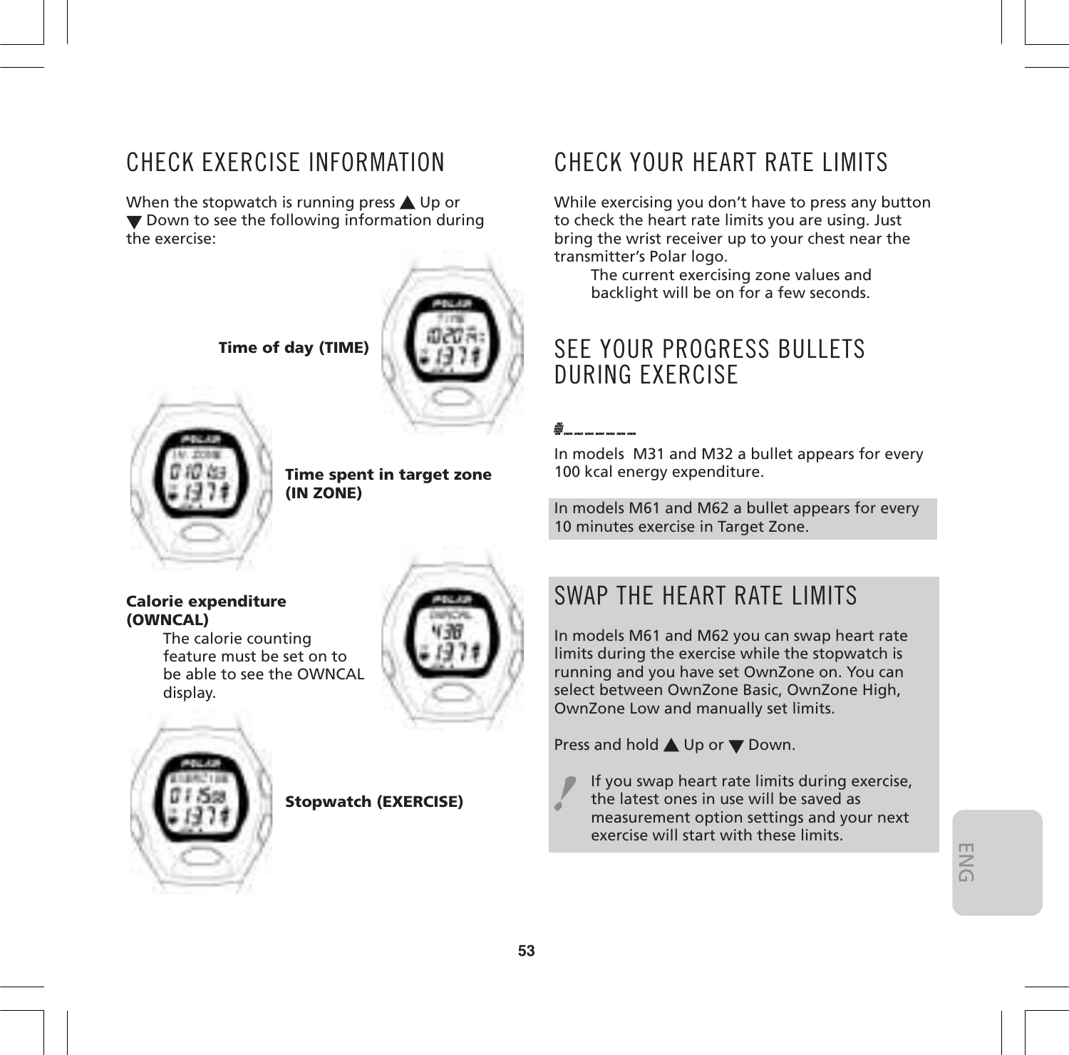## CHECK EXERCISE INFORMATION

When the stopwatch is running press ▲ Up or ▼ Down to see the following information during the exercise:

**Time of day (TIME)**

**Time spent in target zone (IN ZONE)**

**Calorie expenditure (OWNCAL)**

The calorie counting feature must be set on to be able to see the OWNCAL display.

**Stopwatch (EXERCISE)**

## CHECK YOUR HEART RATE LIMITS

While exercising you don't have to press any button to check the heart rate limits you are using. Just bring the wrist receiver up to your chest near the transmitter's Polar logo.

The current exercising zone values and backlight will be on for a few seconds.

## SEE YOUR PROGRESS BULLETS DURING EXERCISE

In models M31 and M32 a bullet appears for every 100 kcal energy expenditure.

In models M61 and M62 a bullet appears for every 10 minutes exercise in Target Zone.

## SWAP THE HEART RATE LIMITS

In models M61 and M62 you can swap heart rate limits during the exercise while the stopwatch is running and you have set OwnZone on. You can select between OwnZone Basic, OwnZone High, OwnZone Low and manually set limits.

Press and hold ▲ Up or ▼ Down.

**!** If you swap heart rate limits during exercise, the latest ones in use will be saved as measurement option settings and your next exercise will start with these limits.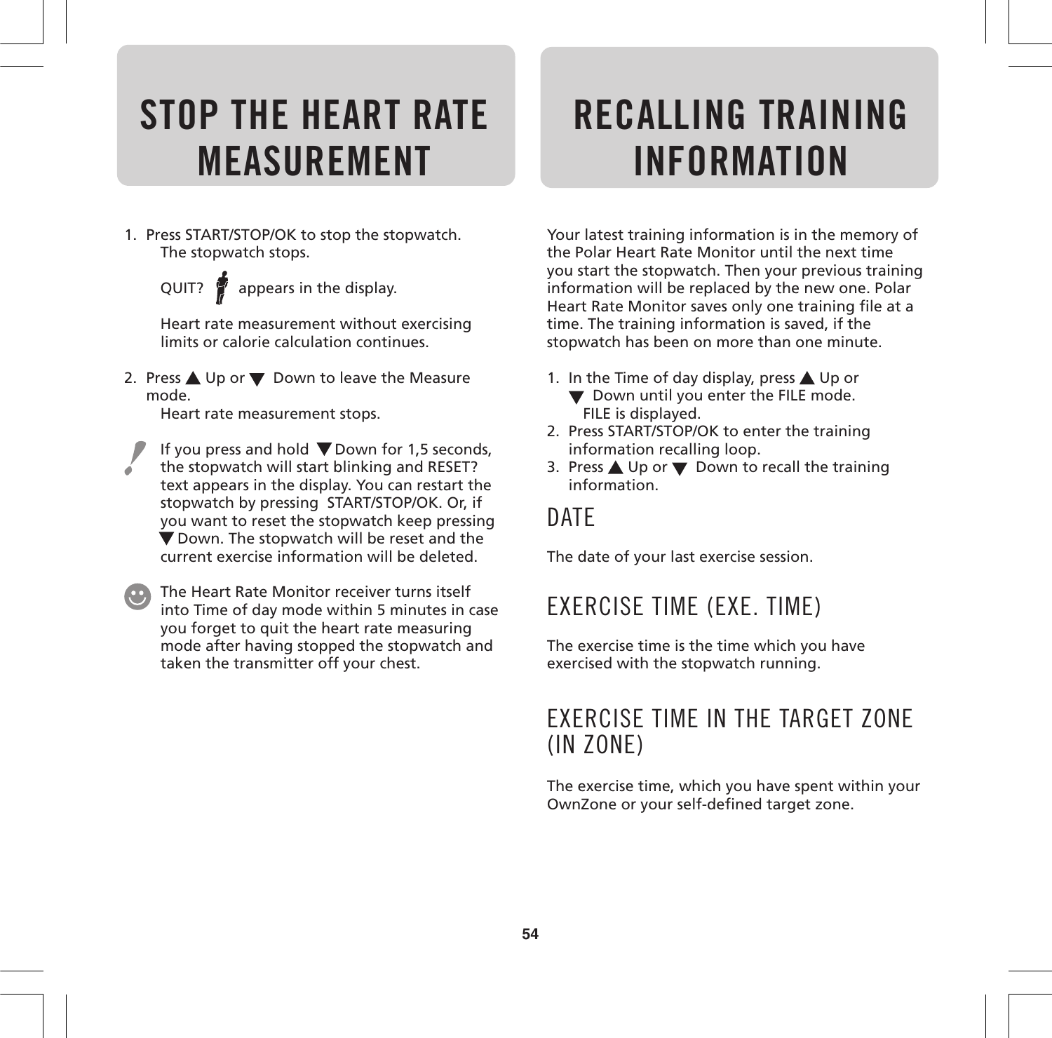# STOP THE HEART RATE MEASUREMENT

1. Press START/STOP/OK to stop the stopwatch.
   The stopwatch stops.

   QUIT? appears in the display.

   Heart rate measurement without exercising limits or calorie calculation continues.

2. Press ▲ Up or ▼ Down to leave the Measure mode.
   Heart rate measurement stops.

If you press and hold ▼ Down for 1,5 seconds, the stopwatch will start blinking and RESET? text appears in the display. You can restart the stopwatch by pressing START/STOP/OK. Or, if you want to reset the stopwatch keep pressing ▼ Down. The stopwatch will be reset and the current exercise information will be deleted.

The Heart Rate Monitor receiver turns itself into Time of day mode within 5 minutes in case you forget to quit the heart rate measuring mode after having stopped the stopwatch and taken the transmitter off your chest.

# RECALLING TRAINING INFORMATION

Your latest training information is in the memory of the Polar Heart Rate Monitor until the next time you start the stopwatch. Then your previous training information will be replaced by the new one. Polar Heart Rate Monitor saves only one training file at a time. The training information is saved, if the stopwatch has been on more than one minute.

1. In the Time of day display, press ▲ Up or ▼ Down until you enter the FILE mode.
   FILE is displayed.
2. Press START/STOP/OK to enter the training information recalling loop.
3. Press ▲ Up or ▼ Down to recall the training information.

## DATE

The date of your last exercise session.

## EXERCISE TIME (EXE. TIME)

The exercise time is the time which you have exercised with the stopwatch running.

## EXERCISE TIME IN THE TARGET ZONE (IN ZONE)

The exercise time, which you have spent within your OwnZone or your self-defined target zone.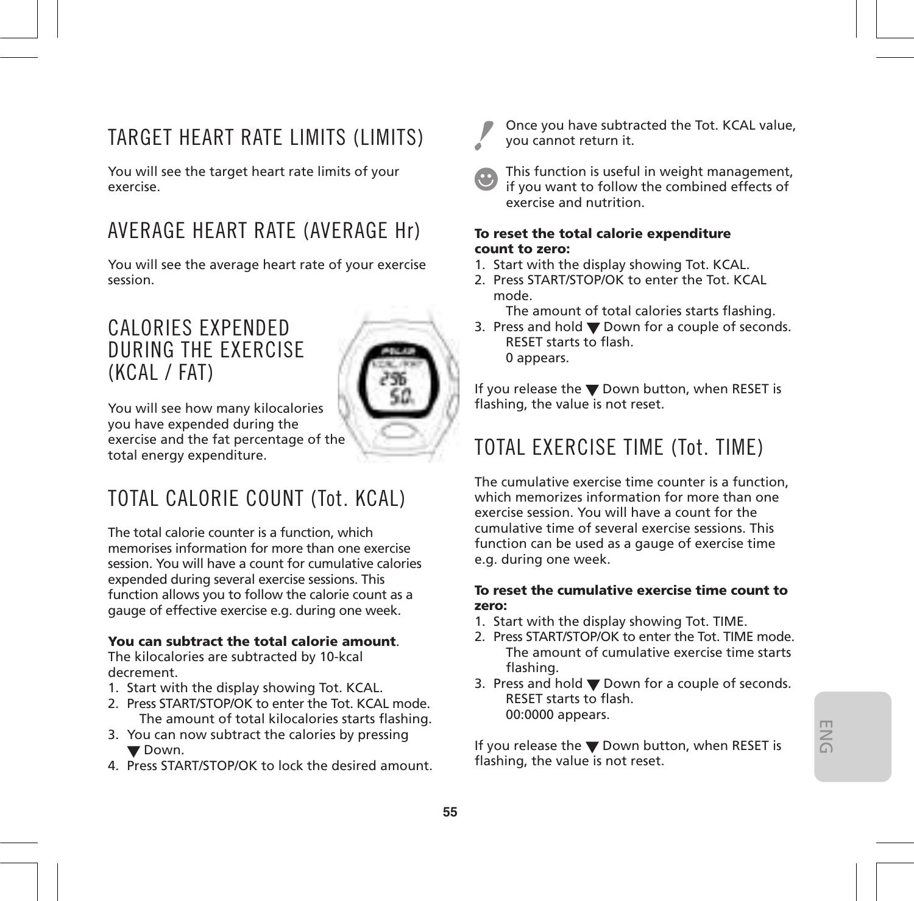## TARGET HEART RATE LIMITS (LIMITS)

You will see the target heart rate limits of your exercise.

## AVERAGE HEART RATE (AVERAGE Hr)

You will see the average heart rate of your exercise session.

## CALORIES EXPENDED DURING THE EXERCISE (KCAL / FAT)

You will see how many kilocalories you have expended during the exercise and the fat percentage of the total energy expenditure.

## TOTAL CALORIE COUNT (Tot. KCAL)

The total calorie counter is a function, which memorises information for more than one exercise session. You will have a count for cumulative calories expended during several exercise sessions. This function allows you to follow the calorie count as a gauge of effective exercise e.g. during one week.

**You can subtract the total calorie amount**. The kilocalories are subtracted by 10-kcal decrement.

1. Start with the display showing Tot. KCAL.
2. Press START/STOP/OK to enter the Tot. KCAL mode.
   The amount of total kilocalories starts flashing.
3. You can now subtract the calories by pressing ▼ Down.
4. Press START/STOP/OK to lock the desired amount.

Once you have subtracted the Tot. KCAL value, you cannot return it.

This function is useful in weight management, if you want to follow the combined effects of exercise and nutrition.

**To reset the total calorie expenditure count to zero:**

1. Start with the display showing Tot. KCAL.
2. Press START/STOP/OK to enter the Tot. KCAL mode.
   The amount of total calories starts flashing.
3. Press and hold ▼ Down for a couple of seconds.
   RESET starts to flash.
   0 appears.

If you release the ▼ Down button, when RESET is flashing, the value is not reset.

## TOTAL EXERCISE TIME (Tot. TIME)

The cumulative exercise time counter is a function, which memorizes information for more than one exercise session. You will have a count for the cumulative time of several exercise sessions. This function can be used as a gauge of exercise time e.g. during one week.

**To reset the cumulative exercise time count to zero:**

1. Start with the display showing Tot. TIME.
2. Press START/STOP/OK to enter the Tot. TIME mode.
   The amount of cumulative exercise time starts flashing.
3. Press and hold ▼ Down for a couple of seconds.
   RESET starts to flash.
   00:0000 appears.

If you release the ▼ Down button, when RESET is flashing, the value is not reset.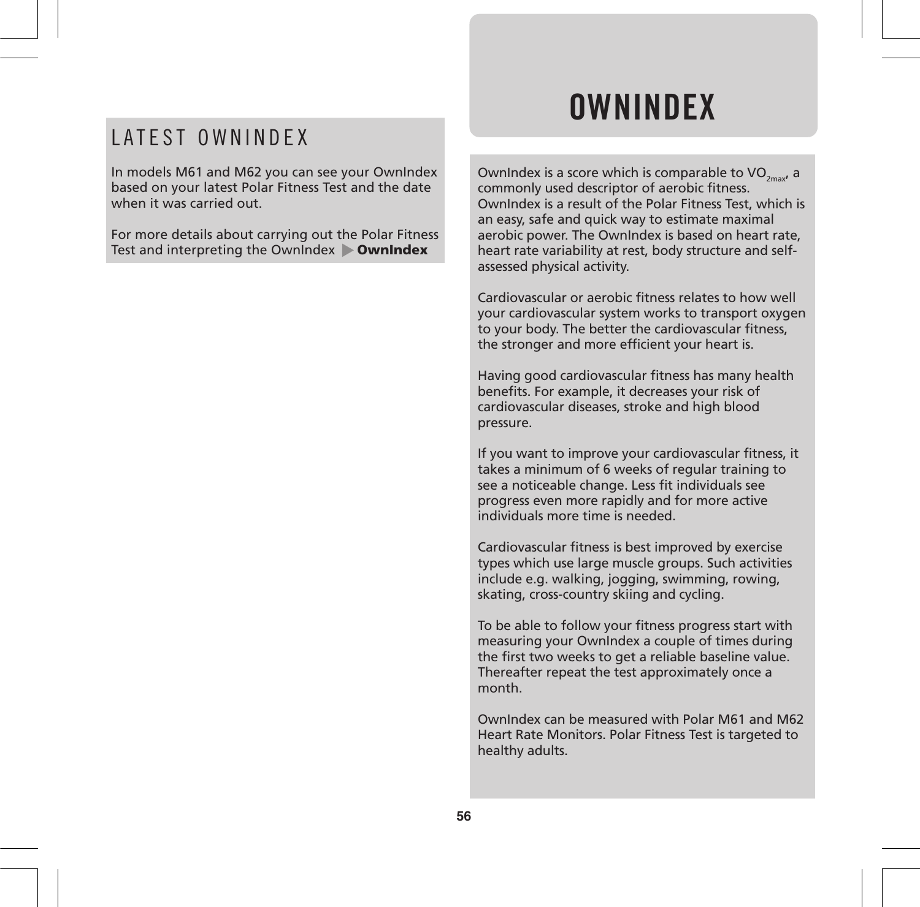## LATEST OWNINDEX

In models M61 and M62 you can see your OwnIndex based on your latest Polar Fitness Test and the date when it was carried out.

For more details about carrying out the Polar Fitness Test and interpreting the OwnIndex ▶ **OwnIndex**

# OWNINDEX

OwnIndex is a score which is comparable to $VO_{2max}$, a commonly used descriptor of aerobic fitness. OwnIndex is a result of the Polar Fitness Test, which is an easy, safe and quick way to estimate maximal aerobic power. The OwnIndex is based on heart rate, heart rate variability at rest, body structure and self-assessed physical activity.

Cardiovascular or aerobic fitness relates to how well your cardiovascular system works to transport oxygen to your body. The better the cardiovascular fitness, the stronger and more efficient your heart is.

Having good cardiovascular fitness has many health benefits. For example, it decreases your risk of cardiovascular diseases, stroke and high blood pressure.

If you want to improve your cardiovascular fitness, it takes a minimum of 6 weeks of regular training to see a noticeable change. Less fit individuals see progress even more rapidly and for more active individuals more time is needed.

Cardiovascular fitness is best improved by exercise types which use large muscle groups. Such activities include e.g. walking, jogging, swimming, rowing, skating, cross-country skiing and cycling.

To be able to follow your fitness progress start with measuring your OwnIndex a couple of times during the first two weeks to get a reliable baseline value. Thereafter repeat the test approximately once a month.

OwnIndex can be measured with Polar M61 and M62 Heart Rate Monitors. Polar Fitness Test is targeted to healthy adults.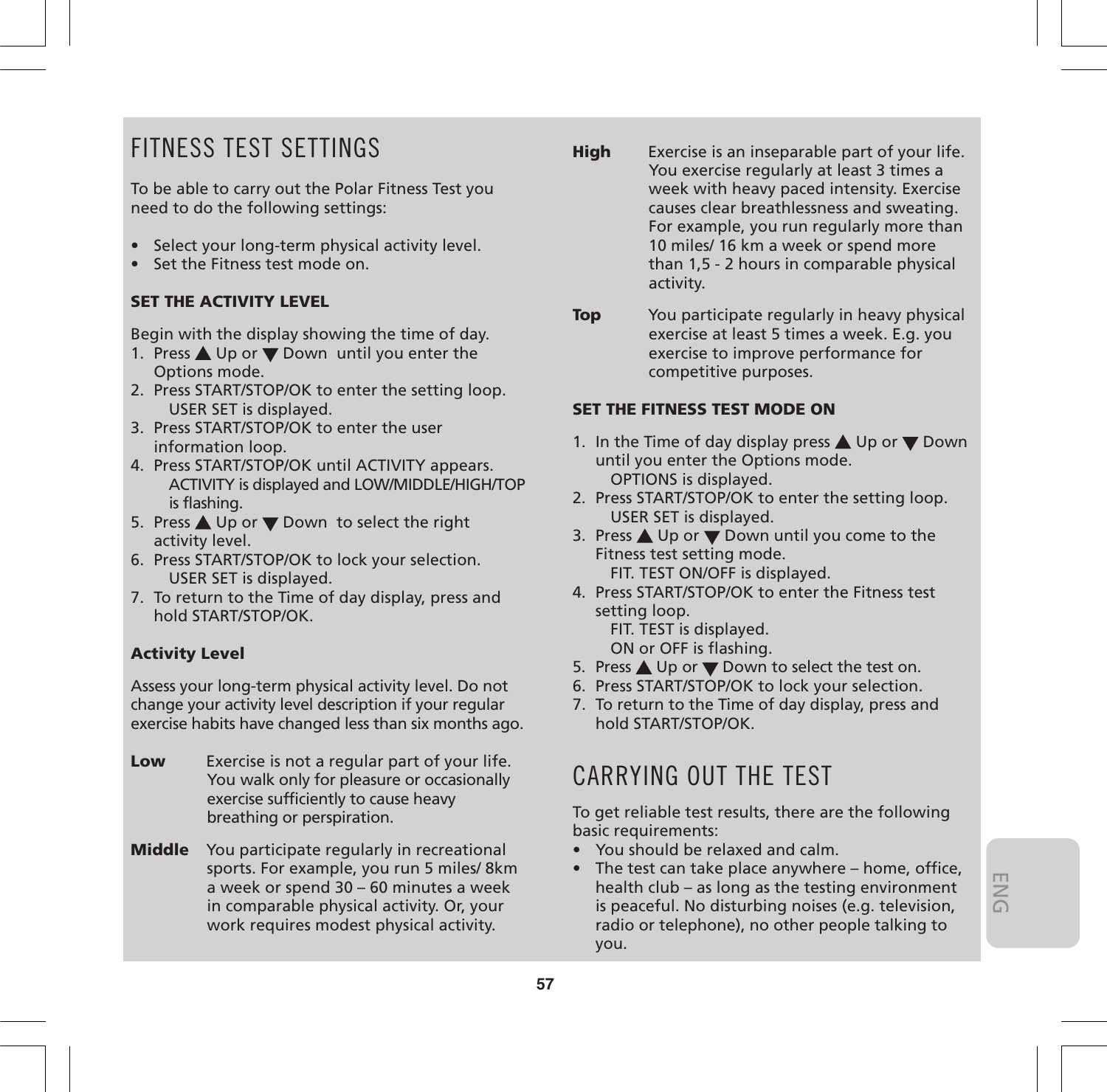# FITNESS TEST SETTINGS

To be able to carry out the Polar Fitness Test you need to do the following settings:

- Select your long-term physical activity level.
- Set the Fitness test mode on.

### SET THE ACTIVITY LEVEL

Begin with the display showing the time of day.

1. Press ▲ Up or ▼ Down until you enter the Options mode.
2. Press START/STOP/OK to enter the setting loop.
   USER SET is displayed.
3. Press START/STOP/OK to enter the user information loop.
4. Press START/STOP/OK until ACTIVITY appears.
   ACTIVITY is displayed and LOW/MIDDLE/HIGH/TOP is flashing.
5. Press ▲ Up or ▼ Down to select the right activity level.
6. Press START/STOP/OK to lock your selection.
   USER SET is displayed.
7. To return to the Time of day display, press and hold START/STOP/OK.

### Activity Level

Assess your long-term physical activity level. Do not change your activity level description if your regular exercise habits have changed less than six months ago.

**Low** Exercise is not a regular part of your life. You walk only for pleasure or occasionally exercise sufficiently to cause heavy breathing or perspiration.

**Middle** You participate regularly in recreational sports. For example, you run 5 miles/ 8km a week or spend 30 – 60 minutes a week in comparable physical activity. Or, your work requires modest physical activity.

**High** Exercise is an inseparable part of your life. You exercise regularly at least 3 times a week with heavy paced intensity. Exercise causes clear breathlessness and sweating. For example, you run regularly more than 10 miles/ 16 km a week or spend more than 1,5 - 2 hours in comparable physical activity.

**Top** You participate regularly in heavy physical exercise at least 5 times a week. E.g. you exercise to improve performance for competitive purposes.

### SET THE FITNESS TEST MODE ON

1. In the Time of day display press ▲ Up or ▼ Down until you enter the Options mode.
   OPTIONS is displayed.
2. Press START/STOP/OK to enter the setting loop.
   USER SET is displayed.
3. Press ▲ Up or ▼ Down until you come to the Fitness test setting mode.
   FIT. TEST ON/OFF is displayed.
4. Press START/STOP/OK to enter the Fitness test setting loop.
   FIT. TEST is displayed.
   ON or OFF is flashing.
5. Press ▲ Up or ▼ Down to select the test on.
6. Press START/STOP/OK to lock your selection.
7. To return to the Time of day display, press and hold START/STOP/OK.

# CARRYING OUT THE TEST

To get reliable test results, there are the following basic requirements:

- You should be relaxed and calm.
- The test can take place anywhere – home, office, health club – as long as the testing environment is peaceful. No disturbing noises (e.g. television, radio or telephone), no other people talking to you.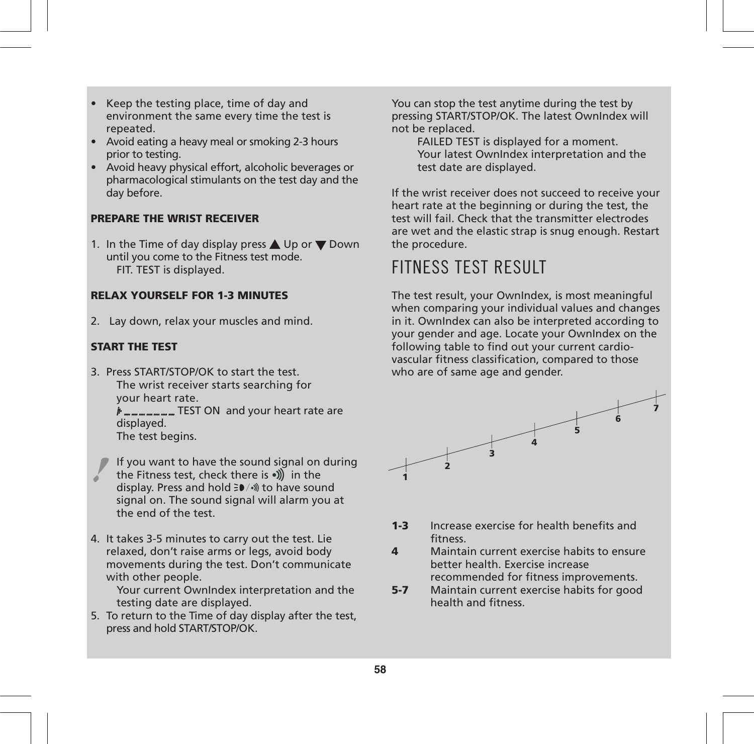- Keep the testing place, time of day and environment the same every time the test is repeated.
- Avoid eating a heavy meal or smoking 2-3 hours prior to testing.
- Avoid heavy physical effort, alcoholic beverages or pharmacological stimulants on the test day and the day before.

**PREPARE THE WRIST RECEIVER**

1. In the Time of day display press ▲ Up or ▼ Down until you come to the Fitness test mode.
   FIT. TEST is displayed.

**RELAX YOURSELF FOR 1-3 MINUTES**

2. Lay down, relax your muscles and mind.

**START THE TEST**

3. Press START/STOP/OK to start the test.
   The wrist receiver starts searching for your heart rate.
   TEST ON and your heart rate are displayed.
   The test begins.

If you want to have the sound signal on during the Fitness test, check there is •))) in the display. Press and hold to have sound signal on. The sound signal will alarm you at the end of the test.

4. It takes 3-5 minutes to carry out the test. Lie relaxed, don't raise arms or legs, avoid body movements during the test. Don't communicate with other people.
   Your current OwnIndex interpretation and the testing date are displayed.
5. To return to the Time of day display after the test, press and hold START/STOP/OK.

You can stop the test anytime during the test by pressing START/STOP/OK. The latest OwnIndex will not be replaced.
FAILED TEST is displayed for a moment.
Your latest OwnIndex interpretation and the test date are displayed.

If the wrist receiver does not succeed to receive your heart rate at the beginning or during the test, the test will fail. Check that the transmitter electrodes are wet and the elastic strap is snug enough. Restart the procedure.

# FITNESS TEST RESULT

The test result, your OwnIndex, is most meaningful when comparing your individual values and changes in it. OwnIndex can also be interpreted according to your gender and age. Locate your OwnIndex on the following table to find out your current cardio-vascular fitness classification, compared to those who are of same age and gender.

1 2 3 4 5 6 7

| | |
|---|---|
| **1-3** | Increase exercise for health benefits and fitness. |
| **4** | Maintain current exercise habits to ensure better health. Exercise increase recommended for fitness improvements. |
| **5-7** | Maintain current exercise habits for good health and fitness. |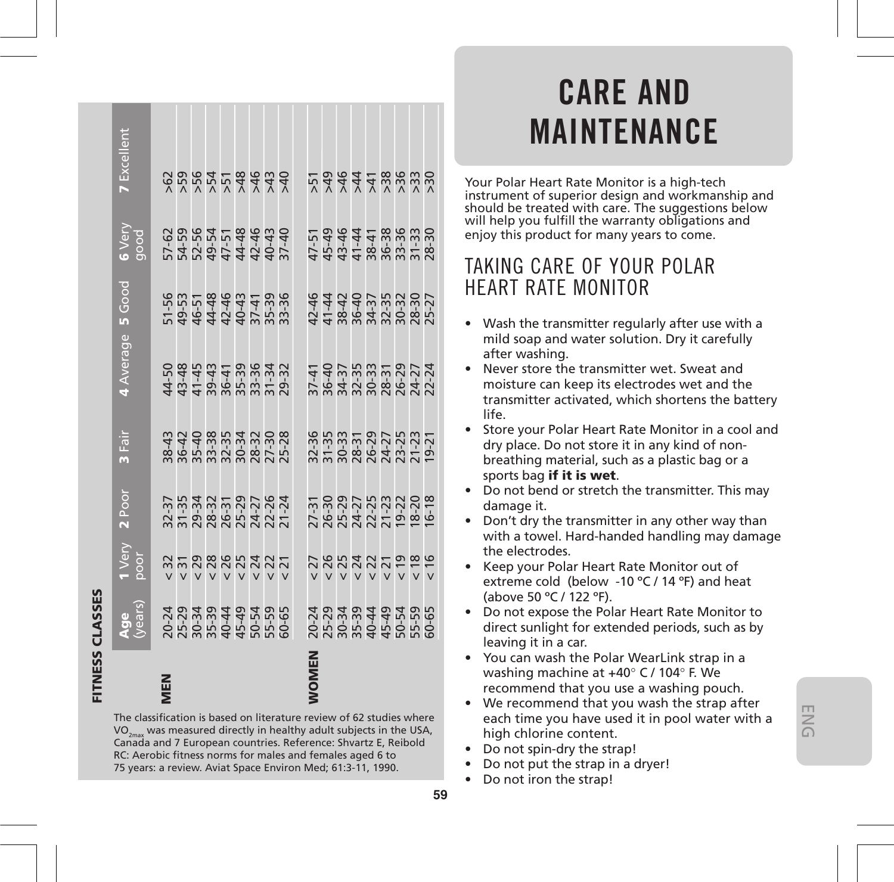## FITNESS CLASSES

| | Age (years) | 1 Very poor | 2 Poor | 3 Fair | 4 Average | 5 Good | 6 Very good | 7 Excellent |
|---|---|---|---|---|---|---|---|---|
| **MEN** | 20-24 | < 32 | 32-37 | 38-43 | 44-50 | 51-56 | 57-62 | >62 |
| | 25-29 | < 31 | 31-35 | 36-42 | 43-48 | 49-53 | 54-59 | >59 |
| | 30-34 | < 29 | 29-34 | 35-40 | 41-45 | 46-51 | 52-56 | >56 |
| | 35-39 | < 28 | 28-32 | 33-38 | 39-43 | 44-48 | 49-54 | >54 |
| | 40-44 | < 26 | 26-31 | 32-35 | 36-41 | 42-46 | 47-51 | >51 |
| | 45-49 | < 25 | 25-29 | 30-34 | 35-39 | 40-43 | 44-48 | >48 |
| | 50-54 | < 24 | 24-27 | 28-32 | 33-36 | 37-41 | 42-46 | >46 |
| | 55-59 | < 22 | 22-26 | 27-30 | 31-34 | 35-39 | 40-43 | >43 |
| | 60-65 | < 21 | 21-24 | 25-28 | 29-32 | 33-36 | 37-40 | >40 |
| **WOMEN** | 20-24 | < 27 | 27-31 | 32-36 | 37-41 | 42-46 | 47-51 | >51 |
| | 25-29 | < 26 | 26-30 | 31-35 | 36-40 | 41-44 | 45-49 | >49 |
| | 30-34 | < 25 | 25-29 | 30-33 | 34-37 | 38-42 | 43-46 | >46 |
| | 35-39 | < 24 | 24-27 | 28-31 | 32-35 | 36-40 | 41-44 | >44 |
| | 40-44 | < 22 | 22-25 | 26-29 | 30-33 | 34-37 | 38-41 | >41 |
| | 45-49 | < 21 | 21-23 | 24-27 | 28-31 | 32-35 | 36-38 | >38 |
| | 50-54 | < 19 | 19-22 | 23-25 | 26-29 | 30-32 | 33-36 | >36 |
| | 55-59 | < 18 | 18-20 | 21-23 | 24-27 | 28-30 | 31-33 | >33 |
| | 60-65 | < 16 | 16-18 | 19-21 | 22-24 | 25-27 | 28-30 | >30 |

The classification is based on literature review of 62 studies where $VO_{2max}$ was measured directly in healthy adult subjects in the USA, Canada and 7 European countries. Reference: Shvartz E, Reibold RC: Aerobic fitness norms for males and females aged 6 to 75 years: a review. Aviat Space Environ Med; 61:3-11, 1990.

# CARE AND MAINTENANCE

Your Polar Heart Rate Monitor is a high-tech instrument of superior design and workmanship and should be treated with care. The suggestions below will help you fulfill the warranty obligations and enjoy this product for many years to come.

## TAKING CARE OF YOUR POLAR HEART RATE MONITOR

- Wash the transmitter regularly after use with a mild soap and water solution. Dry it carefully after washing.
- Never store the transmitter wet. Sweat and moisture can keep its electrodes wet and the transmitter activated, which shortens the battery life.
- Store your Polar Heart Rate Monitor in a cool and dry place. Do not store it in any kind of non-breathing material, such as a plastic bag or a sports bag **if it is wet**.
- Do not bend or stretch the transmitter. This may damage it.
- Don't dry the transmitter in any other way than with a towel. Hard-handed handling may damage the electrodes.
- Keep your Polar Heart Rate Monitor out of extreme cold (below -10 °C / 14 °F) and heat (above 50 °C / 122 °F).
- Do not expose the Polar Heart Rate Monitor to direct sunlight for extended periods, such as by leaving it in a car.
- You can wash the Polar WearLink strap in a washing machine at +40° C / 104° F. We recommend that you use a washing pouch.
- We recommend that you wash the strap after each time you have used it in pool water with a high chlorine content.
- Do not spin-dry the strap!
- Do not put the strap in a dryer!
- Do not iron the strap!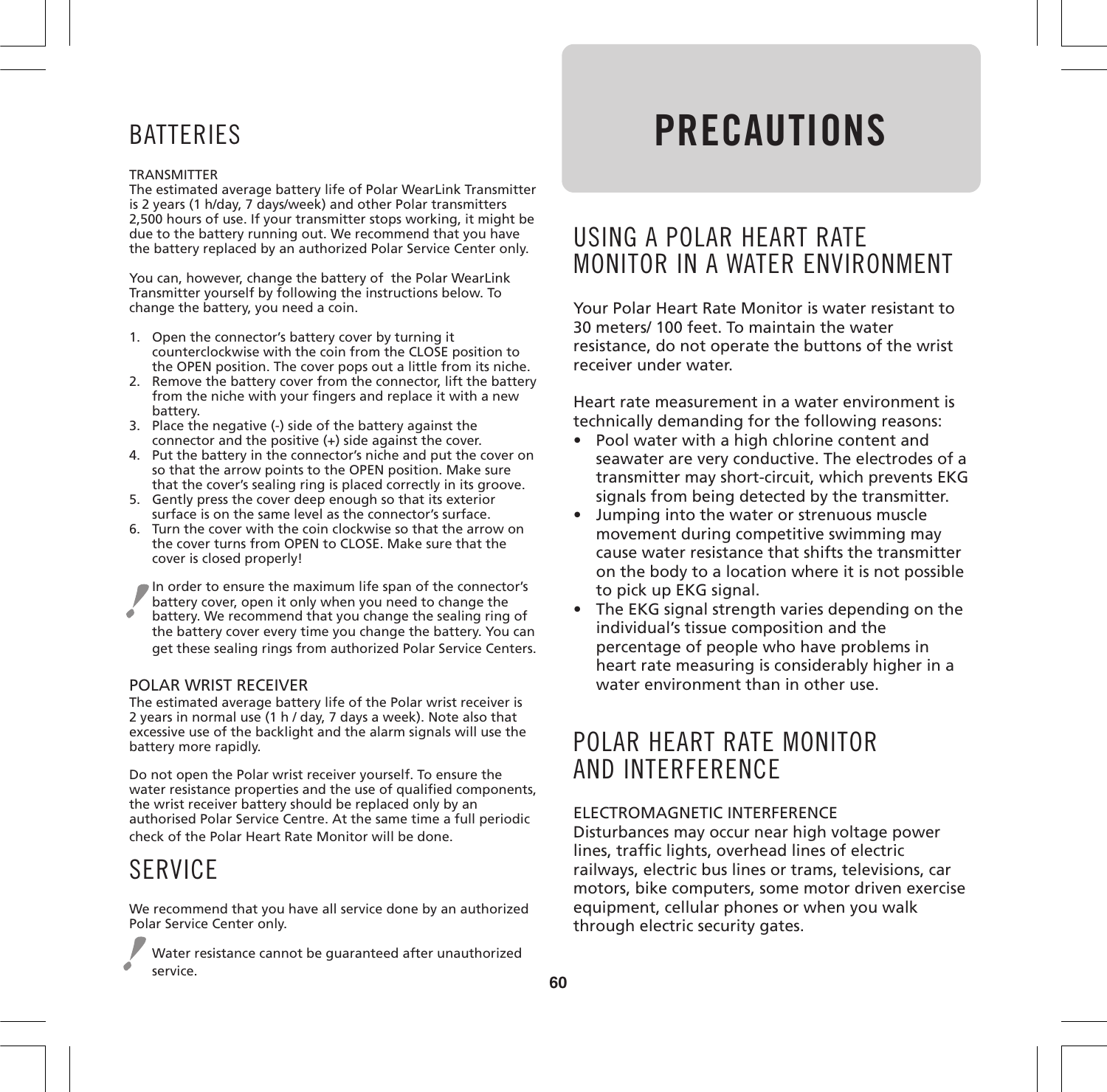## BATTERIES

TRANSMITTER
The estimated average battery life of Polar WearLink Transmitter is 2 years (1 h/day, 7 days/week) and other Polar transmitters 2,500 hours of use. If your transmitter stops working, it might be due to the battery running out. We recommend that you have the battery replaced by an authorized Polar Service Center only.

You can, however, change the battery of the Polar WearLink Transmitter yourself by following the instructions below. To change the battery, you need a coin.

1. Open the connector's battery cover by turning it counterclockwise with the coin from the CLOSE position to the OPEN position. The cover pops out a little from its niche.
2. Remove the battery cover from the connector, lift the battery from the niche with your fingers and replace it with a new battery.
3. Place the negative (-) side of the battery against the connector and the positive (+) side against the cover.
4. Put the battery in the connector's niche and put the cover on so that the arrow points to the OPEN position. Make sure that the cover's sealing ring is placed correctly in its groove.
5. Gently press the cover deep enough so that its exterior surface is on the same level as the connector's surface.
6. Turn the cover with the coin clockwise so that the arrow on the cover turns from OPEN to CLOSE. Make sure that the cover is closed properly!

! In order to ensure the maximum life span of the connector's battery cover, open it only when you need to change the battery. We recommend that you change the sealing ring of the battery cover every time you change the battery. You can get these sealing rings from authorized Polar Service Centers.

POLAR WRIST RECEIVER
The estimated average battery life of the Polar wrist receiver is 2 years in normal use (1 h / day, 7 days a week). Note also that excessive use of the backlight and the alarm signals will use the battery more rapidly.

Do not open the Polar wrist receiver yourself. To ensure the water resistance properties and the use of qualified components, the wrist receiver battery should be replaced only by an authorised Polar Service Centre. At the same time a full periodic check of the Polar Heart Rate Monitor will be done.

## SERVICE

We recommend that you have all service done by an authorized Polar Service Center only.

! Water resistance cannot be guaranteed after unauthorized service.

# PRECAUTIONS

## USING A POLAR HEART RATE MONITOR IN A WATER ENVIRONMENT

Your Polar Heart Rate Monitor is water resistant to 30 meters/ 100 feet. To maintain the water resistance, do not operate the buttons of the wrist receiver under water.

Heart rate measurement in a water environment is technically demanding for the following reasons:

- Pool water with a high chlorine content and seawater are very conductive. The electrodes of a transmitter may short-circuit, which prevents EKG signals from being detected by the transmitter.
- Jumping into the water or strenuous muscle movement during competitive swimming may cause water resistance that shifts the transmitter on the body to a location where it is not possible to pick up EKG signal.
- The EKG signal strength varies depending on the individual's tissue composition and the percentage of people who have problems in heart rate measuring is considerably higher in a water environment than in other use.

## POLAR HEART RATE MONITOR AND INTERFERENCE

ELECTROMAGNETIC INTERFERENCE
Disturbances may occur near high voltage power lines, traffic lights, overhead lines of electric railways, electric bus lines or trams, televisions, car motors, bike computers, some motor driven exercise equipment, cellular phones or when you walk through electric security gates.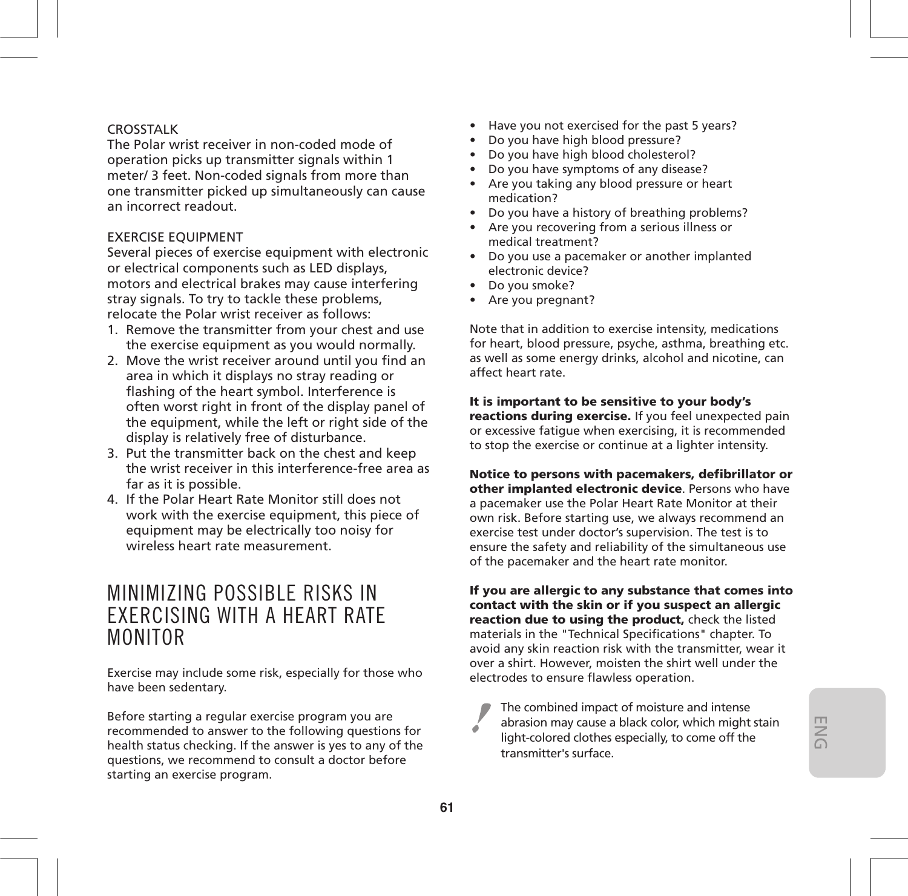CROSSTALK

The Polar wrist receiver in non-coded mode of operation picks up transmitter signals within 1 meter/ 3 feet. Non-coded signals from more than one transmitter picked up simultaneously can cause an incorrect readout.

EXERCISE EQUIPMENT

Several pieces of exercise equipment with electronic or electrical components such as LED displays, motors and electrical brakes may cause interfering stray signals. To try to tackle these problems, relocate the Polar wrist receiver as follows:

1. Remove the transmitter from your chest and use the exercise equipment as you would normally.
2. Move the wrist receiver around until you find an area in which it displays no stray reading or flashing of the heart symbol. Interference is often worst right in front of the display panel of the equipment, while the left or right side of the display is relatively free of disturbance.
3. Put the transmitter back on the chest and keep the wrist receiver in this interference-free area as far as it is possible.
4. If the Polar Heart Rate Monitor still does not work with the exercise equipment, this piece of equipment may be electrically too noisy for wireless heart rate measurement.

# MINIMIZING POSSIBLE RISKS IN EXERCISING WITH A HEART RATE MONITOR

Exercise may include some risk, especially for those who have been sedentary.

Before starting a regular exercise program you are recommended to answer to the following questions for health status checking. If the answer is yes to any of the questions, we recommend to consult a doctor before starting an exercise program.

- Have you not exercised for the past 5 years?
- Do you have high blood pressure?
- Do you have high blood cholesterol?
- Do you have symptoms of any disease?
- Are you taking any blood pressure or heart medication?
- Do you have a history of breathing problems?
- Are you recovering from a serious illness or medical treatment?
- Do you use a pacemaker or another implanted electronic device?
- Do you smoke?
- Are you pregnant?

Note that in addition to exercise intensity, medications for heart, blood pressure, psyche, asthma, breathing etc. as well as some energy drinks, alcohol and nicotine, can affect heart rate.

**It is important to be sensitive to your body's reactions during exercise.** If you feel unexpected pain or excessive fatigue when exercising, it is recommended to stop the exercise or continue at a lighter intensity.

**Notice to persons with pacemakers, defibrillator or other implanted electronic device**. Persons who have a pacemaker use the Polar Heart Rate Monitor at their own risk. Before starting use, we always recommend an exercise test under doctor's supervision. The test is to ensure the safety and reliability of the simultaneous use of the pacemaker and the heart rate monitor.

**If you are allergic to any substance that comes into contact with the skin or if you suspect an allergic reaction due to using the product,** check the listed materials in the "Technical Specifications" chapter. To avoid any skin reaction risk with the transmitter, wear it over a shirt. However, moisten the shirt well under the electrodes to ensure flawless operation.

The combined impact of moisture and intense abrasion may cause a black color, which might stain light-colored clothes especially, to come off the transmitter's surface.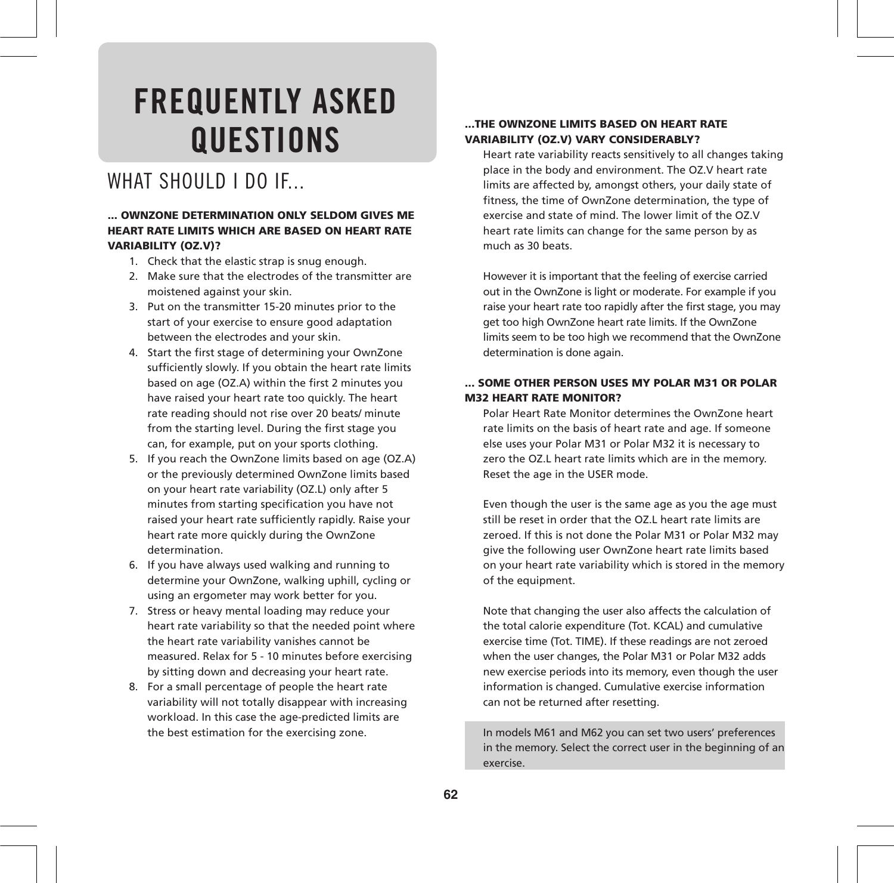# FREQUENTLY ASKED QUESTIONS

## WHAT SHOULD I DO IF...

**... OWNZONE DETERMINATION ONLY SELDOM GIVES ME HEART RATE LIMITS WHICH ARE BASED ON HEART RATE VARIABILITY (OZ.V)?**

1. Check that the elastic strap is snug enough.
2. Make sure that the electrodes of the transmitter are moistened against your skin.
3. Put on the transmitter 15-20 minutes prior to the start of your exercise to ensure good adaptation between the electrodes and your skin.
4. Start the first stage of determining your OwnZone sufficiently slowly. If you obtain the heart rate limits based on age (OZ.A) within the first 2 minutes you have raised your heart rate too quickly. The heart rate reading should not rise over 20 beats/ minute from the starting level. During the first stage you can, for example, put on your sports clothing.
5. If you reach the OwnZone limits based on age (OZ.A) or the previously determined OwnZone limits based on your heart rate variability (OZ.L) only after 5 minutes from starting specification you have not raised your heart rate sufficiently rapidly. Raise your heart rate more quickly during the OwnZone determination.
6. If you have always used walking and running to determine your OwnZone, walking uphill, cycling or using an ergometer may work better for you.
7. Stress or heavy mental loading may reduce your heart rate variability so that the needed point where the heart rate variability vanishes cannot be measured. Relax for 5 - 10 minutes before exercising by sitting down and decreasing your heart rate.
8. For a small percentage of people the heart rate variability will not totally disappear with increasing workload. In this case the age-predicted limits are the best estimation for the exercising zone.

**...THE OWNZONE LIMITS BASED ON HEART RATE VARIABILITY (OZ.V) VARY CONSIDERABLY?**

Heart rate variability reacts sensitively to all changes taking place in the body and environment. The OZ.V heart rate limits are affected by, amongst others, your daily state of fitness, the time of OwnZone determination, the type of exercise and state of mind. The lower limit of the OZ.V heart rate limits can change for the same person by as much as 30 beats.

However it is important that the feeling of exercise carried out in the OwnZone is light or moderate. For example if you raise your heart rate too rapidly after the first stage, you may get too high OwnZone heart rate limits. If the OwnZone limits seem to be too high we recommend that the OwnZone determination is done again.

**... SOME OTHER PERSON USES MY POLAR M31 OR POLAR M32 HEART RATE MONITOR?**

Polar Heart Rate Monitor determines the OwnZone heart rate limits on the basis of heart rate and age. If someone else uses your Polar M31 or Polar M32 it is necessary to zero the OZ.L heart rate limits which are in the memory. Reset the age in the USER mode.

Even though the user is the same age as you the age must still be reset in order that the OZ.L heart rate limits are zeroed. If this is not done the Polar M31 or Polar M32 may give the following user OwnZone heart rate limits based on your heart rate variability which is stored in the memory of the equipment.

Note that changing the user also affects the calculation of the total calorie expenditure (Tot. KCAL) and cumulative exercise time (Tot. TIME). If these readings are not zeroed when the user changes, the Polar M31 or Polar M32 adds new exercise periods into its memory, even though the user information is changed. Cumulative exercise information can not be returned after resetting.

In models M61 and M62 you can set two users' preferences in the memory. Select the correct user in the beginning of an exercise.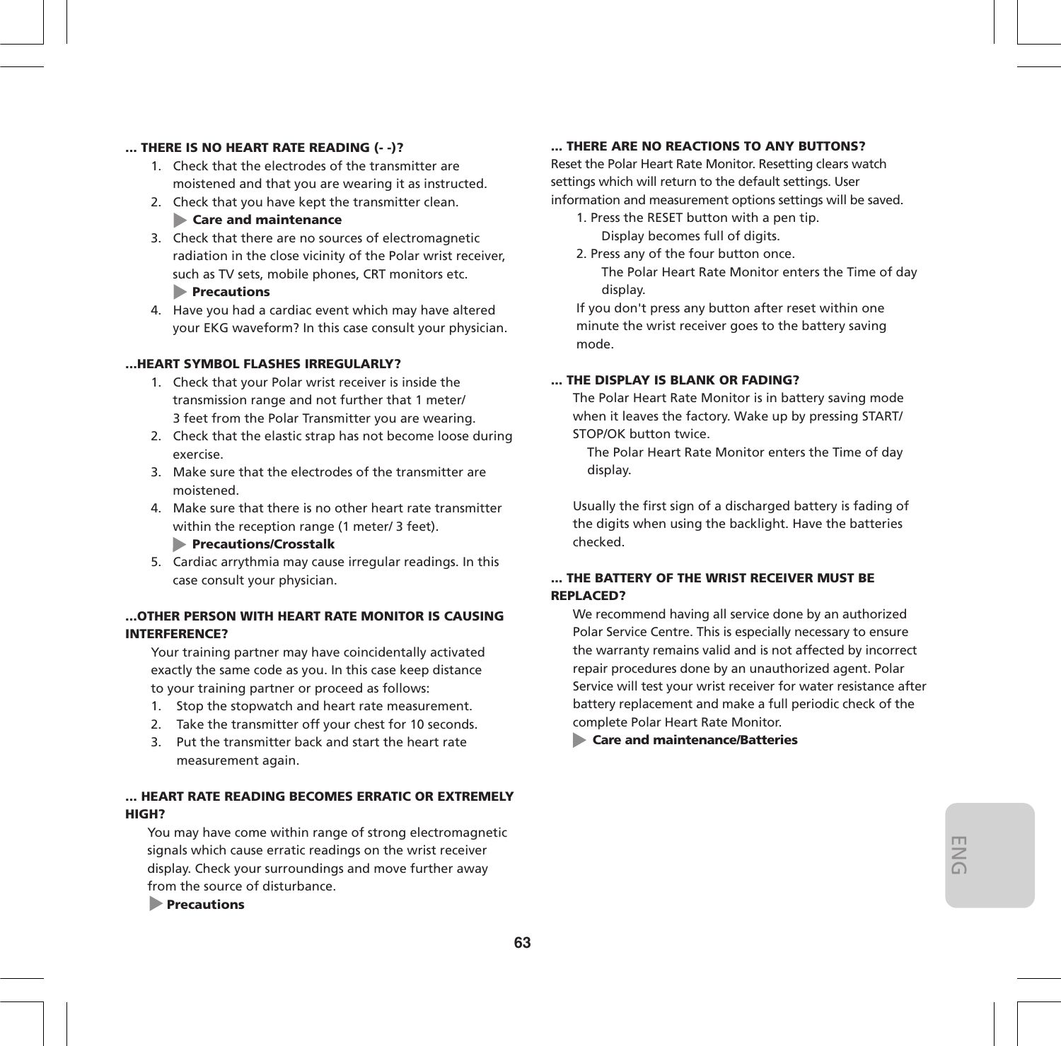**... THERE IS NO HEART RATE READING (- -)?**

1. Check that the electrodes of the transmitter are moistened and that you are wearing it as instructed.
2. Check that you have kept the transmitter clean.
   ▶ **Care and maintenance**
3. Check that there are no sources of electromagnetic radiation in the close vicinity of the Polar wrist receiver, such as TV sets, mobile phones, CRT monitors etc.
   ▶ **Precautions**
4. Have you had a cardiac event which may have altered your EKG waveform? In this case consult your physician.

**...HEART SYMBOL FLASHES IRREGULARLY?**

1. Check that your Polar wrist receiver is inside the transmission range and not further that 1 meter/ 3 feet from the Polar Transmitter you are wearing.
2. Check that the elastic strap has not become loose during exercise.
3. Make sure that the electrodes of the transmitter are moistened.
4. Make sure that there is no other heart rate transmitter within the reception range (1 meter/ 3 feet).
   ▶ **Precautions/Crosstalk**
5. Cardiac arrythmia may cause irregular readings. In this case consult your physician.

**...OTHER PERSON WITH HEART RATE MONITOR IS CAUSING INTERFERENCE?**

Your training partner may have coincidentally activated exactly the same code as you. In this case keep distance to your training partner or proceed as follows:

1. Stop the stopwatch and heart rate measurement.
2. Take the transmitter off your chest for 10 seconds.
3. Put the transmitter back and start the heart rate measurement again.

**... HEART RATE READING BECOMES ERRATIC OR EXTREMELY HIGH?**

You may have come within range of strong electromagnetic signals which cause erratic readings on the wrist receiver display. Check your surroundings and move further away from the source of disturbance.

▶ **Precautions**

**... THERE ARE NO REACTIONS TO ANY BUTTONS?**

Reset the Polar Heart Rate Monitor. Resetting clears watch settings which will return to the default settings. User information and measurement options settings will be saved.

1. Press the RESET button with a pen tip.
   Display becomes full of digits.
2. Press any of the four button once.
   The Polar Heart Rate Monitor enters the Time of day display.

If you don't press any button after reset within one minute the wrist receiver goes to the battery saving mode.

**... THE DISPLAY IS BLANK OR FADING?**

The Polar Heart Rate Monitor is in battery saving mode when it leaves the factory. Wake up by pressing START/ STOP/OK button twice.

The Polar Heart Rate Monitor enters the Time of day display.

Usually the first sign of a discharged battery is fading of the digits when using the backlight. Have the batteries checked.

**... THE BATTERY OF THE WRIST RECEIVER MUST BE REPLACED?**

We recommend having all service done by an authorized Polar Service Centre. This is especially necessary to ensure the warranty remains valid and is not affected by incorrect repair procedures done by an unauthorized agent. Polar Service will test your wrist receiver for water resistance after battery replacement and make a full periodic check of the complete Polar Heart Rate Monitor.

▶ **Care and maintenance/Batteries**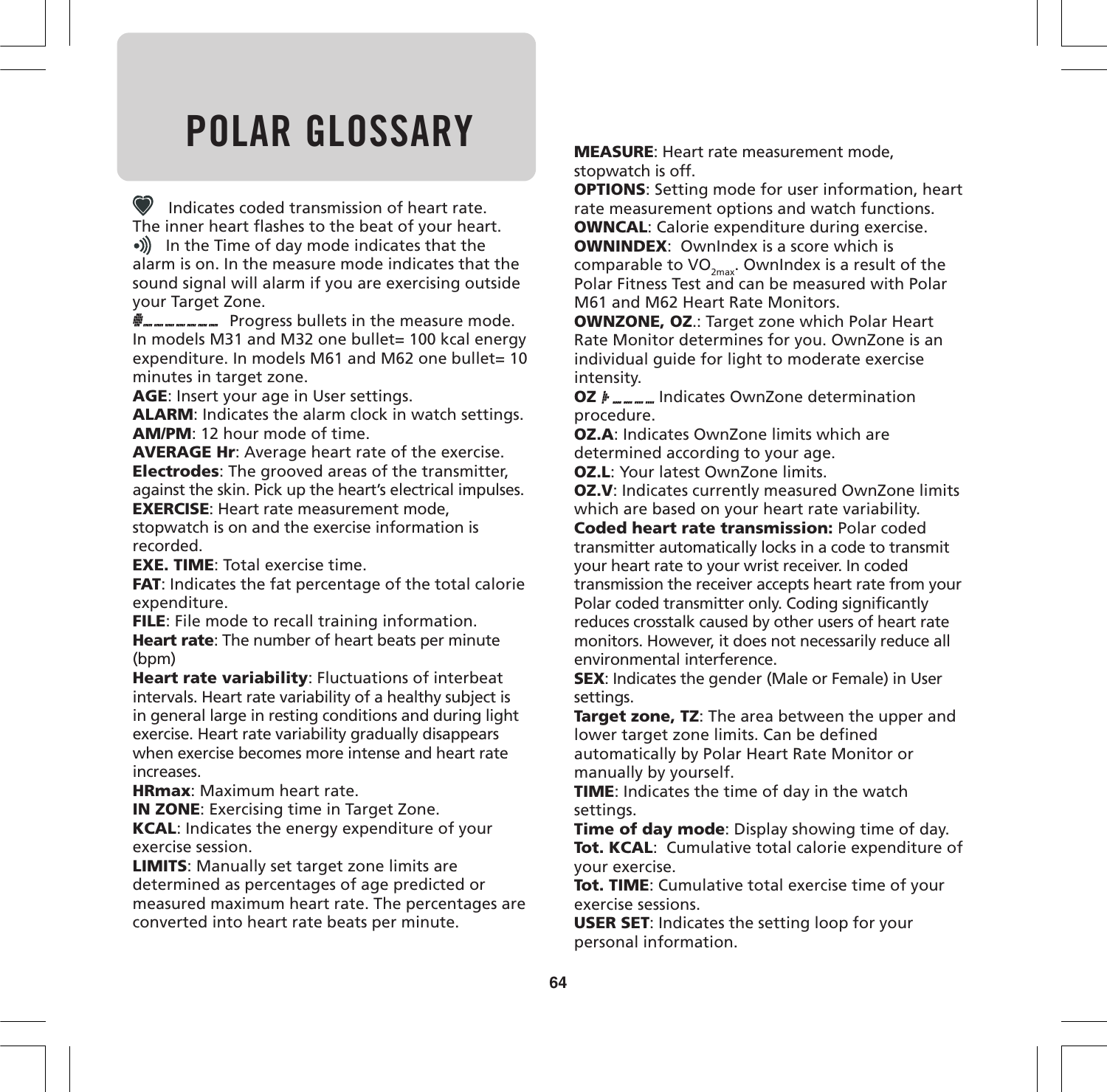# POLAR GLOSSARY

♥ Indicates coded transmission of heart rate. The inner heart flashes to the beat of your heart.

•))) In the Time of day mode indicates that the alarm is on. In the measure mode indicates that the sound signal will alarm if you are exercising outside your Target Zone.

▪_ _ _ _ _ _ Progress bullets in the measure mode. In models M31 and M32 one bullet= 100 kcal energy expenditure. In models M61 and M62 one bullet= 10 minutes in target zone.

**AGE**: Insert your age in User settings.
**ALARM**: Indicates the alarm clock in watch settings.
**AM/PM**: 12 hour mode of time.
**AVERAGE Hr**: Average heart rate of the exercise.
**Electrodes**: The grooved areas of the transmitter, against the skin. Pick up the heart's electrical impulses.
**EXERCISE**: Heart rate measurement mode, stopwatch is on and the exercise information is recorded.
**EXE. TIME**: Total exercise time.
**FAT**: Indicates the fat percentage of the total calorie expenditure.
**FILE**: File mode to recall training information.
**Heart rate**: The number of heart beats per minute (bpm)
**Heart rate variability**: Fluctuations of interbeat intervals. Heart rate variability of a healthy subject is in general large in resting conditions and during light exercise. Heart rate variability gradually disappears when exercise becomes more intense and heart rate increases.
**HRmax**: Maximum heart rate.
**IN ZONE**: Exercising time in Target Zone.
**KCAL**: Indicates the energy expenditure of your exercise session.
**LIMITS**: Manually set target zone limits are determined as percentages of age predicted or measured maximum heart rate. The percentages are converted into heart rate beats per minute.
**MEASURE**: Heart rate measurement mode, stopwatch is off.
**OPTIONS**: Setting mode for user information, heart rate measurement options and watch functions.
**OWNCAL**: Calorie expenditure during exercise.
**OWNINDEX**: OwnIndex is a score which is comparable to $VO_{2max}$. OwnIndex is a result of the Polar Fitness Test and can be measured with Polar M61 and M62 Heart Rate Monitors.
**OWNZONE, OZ**.: Target zone which Polar Heart Rate Monitor determines for you. OwnZone is an individual guide for light to moderate exercise intensity.
**OZ** ▪_ _ _ _ Indicates OwnZone determination procedure.
**OZ.A**: Indicates OwnZone limits which are determined according to your age.
**OZ.L**: Your latest OwnZone limits.
**OZ.V**: Indicates currently measured OwnZone limits which are based on your heart rate variability.
**Coded heart rate transmission:** Polar coded transmitter automatically locks in a code to transmit your heart rate to your wrist receiver. In coded transmission the receiver accepts heart rate from your Polar coded transmitter only. Coding significantly reduces crosstalk caused by other users of heart rate monitors. However, it does not necessarily reduce all environmental interference.
**SEX**: Indicates the gender (Male or Female) in User settings.
**Target zone, TZ**: The area between the upper and lower target zone limits. Can be defined automatically by Polar Heart Rate Monitor or manually by yourself.
**TIME**: Indicates the time of day in the watch settings.
**Time of day mode**: Display showing time of day.
**Tot. KCAL**: Cumulative total calorie expenditure of your exercise.
**Tot. TIME**: Cumulative total exercise time of your exercise sessions.
**USER SET**: Indicates the setting loop for your personal information.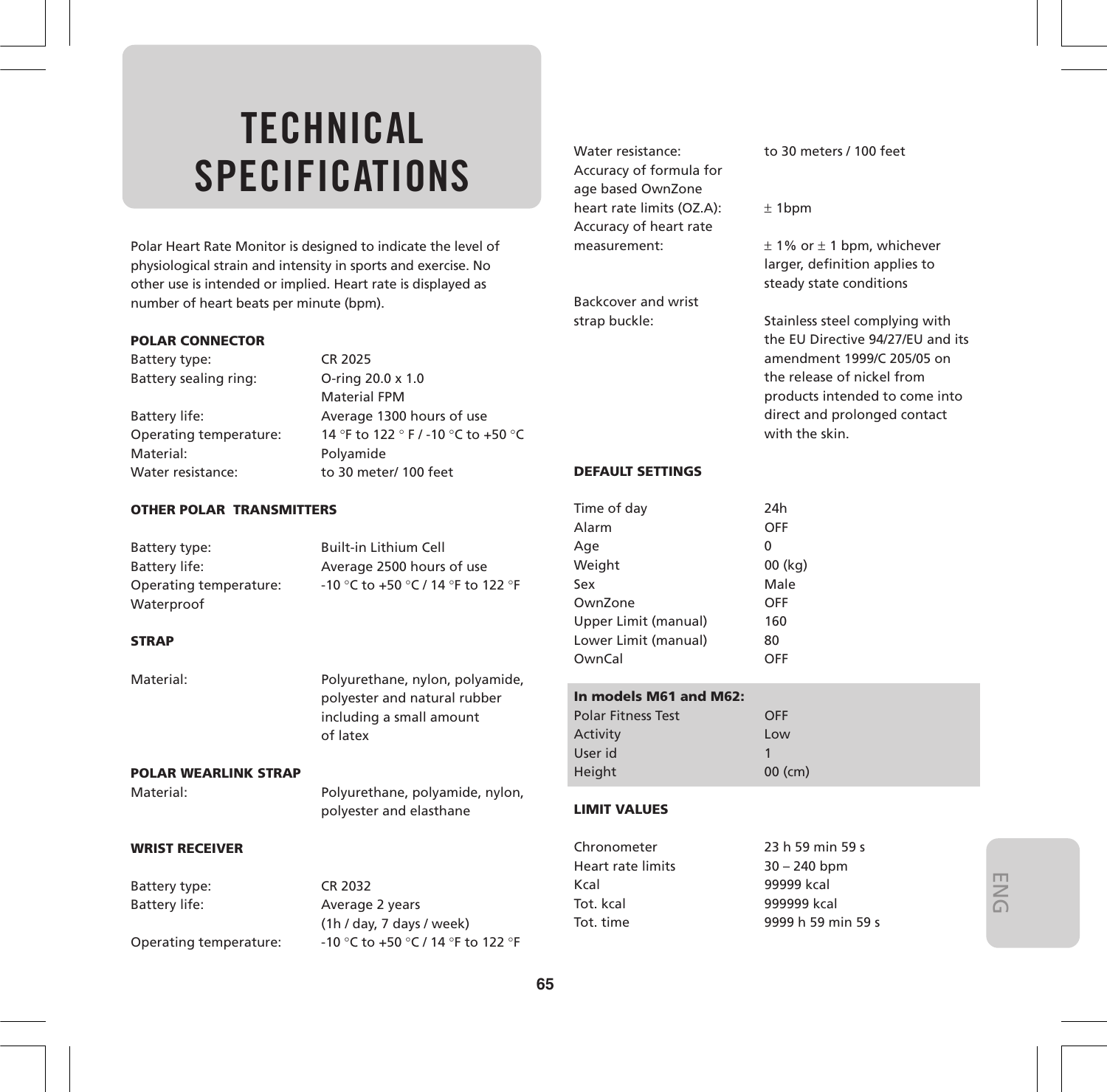# TECHNICAL SPECIFICATIONS

Polar Heart Rate Monitor is designed to indicate the level of physiological strain and intensity in sports and exercise. No other use is intended or implied. Heart rate is displayed as number of heart beats per minute (bpm).

**POLAR CONNECTOR**

| | |
|---|---|
| Battery type: | CR 2025 |
| Battery sealing ring: | O-ring 20.0 x 1.0 Material FPM |
| Battery life: | Average 1300 hours of use |
| Operating temperature: | 14 °F to 122 ° F / -10 °C to +50 °C |
| Material: | Polyamide |
| Water resistance: | to 30 meter/ 100 feet |

**OTHER POLAR TRANSMITTERS**

| | |
|---|---|
| Battery type: | Built-in Lithium Cell |
| Battery life: | Average 2500 hours of use |
| Operating temperature: | -10 °C to +50 °C / 14 °F to 122 °F |
| Waterproof | |

**STRAP**

| | |
|---|---|
| Material: | Polyurethane, nylon, polyamide, polyester and natural rubber including a small amount of latex |

**POLAR WEARLINK STRAP**

| | |
|---|---|
| Material: | Polyurethane, polyamide, nylon, polyester and elasthane |

**WRIST RECEIVER**

| | |
|---|---|
| Battery type: | CR 2032 |
| Battery life: | Average 2 years (1h / day, 7 days / week) |
| Operating temperature: | -10 °C to +50 °C / 14 °F to 122 °F |
| Water resistance: | to 30 meters / 100 feet |
| Accuracy of formula for age based OwnZone heart rate limits (OZ.A): | ± 1bpm |
| Accuracy of heart rate measurement: | ± 1% or ± 1 bpm, whichever larger, definition applies to steady state conditions |
| Backcover and wrist strap buckle: | Stainless steel complying with the EU Directive 94/27/EU and its amendment 1999/C 205/05 on the release of nickel from products intended to come into direct and prolonged contact with the skin. |

**DEFAULT SETTINGS**

| | |
|---|---|
| Time of day | 24h |
| Alarm | OFF |
| Age | 0 |
| Weight | 00 (kg) |
| Sex | Male |
| OwnZone | OFF |
| Upper Limit (manual) | 160 |
| Lower Limit (manual) | 80 |
| OwnCal | OFF |

**In models M61 and M62:**

| | |
|---|---|
| Polar Fitness Test | OFF |
| Activity | Low |
| User id | 1 |
| Height | 00 (cm) |

**LIMIT VALUES**

| | |
|---|---|
| Chronometer | 23 h 59 min 59 s |
| Heart rate limits | 30 – 240 bpm |
| Kcal | 99999 kcal |
| Tot. kcal | 999999 kcal |
| Tot. time | 9999 h 59 min 59 s |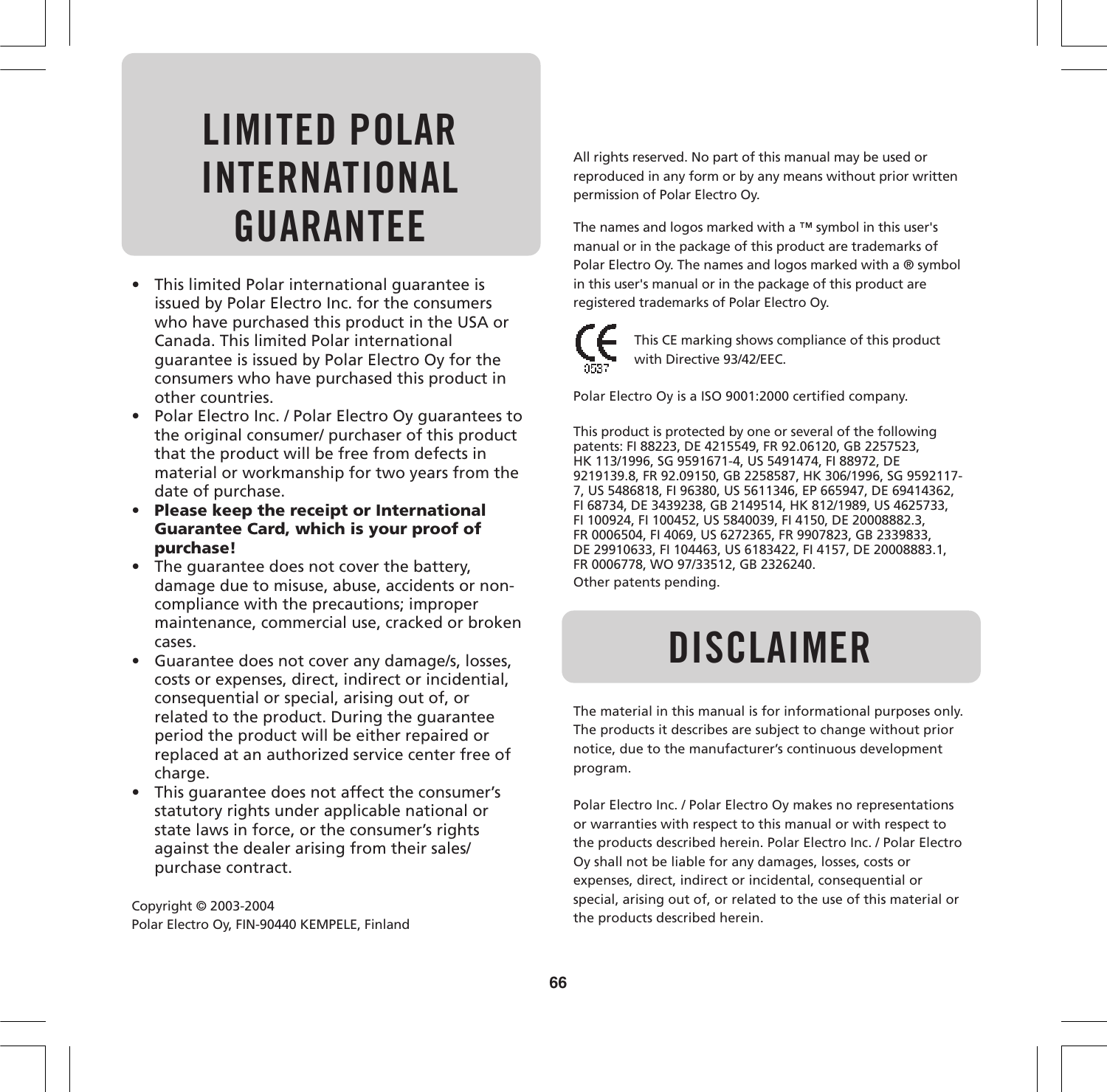# LIMITED POLAR INTERNATIONAL GUARANTEE

- This limited Polar international guarantee is issued by Polar Electro Inc. for the consumers who have purchased this product in the USA or Canada. This limited Polar international guarantee is issued by Polar Electro Oy for the consumers who have purchased this product in other countries.
- Polar Electro Inc. / Polar Electro Oy guarantees to the original consumer/ purchaser of this product that the product will be free from defects in material or workmanship for two years from the date of purchase.
- **Please keep the receipt or International Guarantee Card, which is your proof of purchase!**
- The guarantee does not cover the battery, damage due to misuse, abuse, accidents or non-compliance with the precautions; improper maintenance, commercial use, cracked or broken cases.
- Guarantee does not cover any damage/s, losses, costs or expenses, direct, indirect or incidential, consequential or special, arising out of, or related to the product. During the guarantee period the product will be either repaired or replaced at an authorized service center free of charge.
- This guarantee does not affect the consumer's statutory rights under applicable national or state laws in force, or the consumer's rights against the dealer arising from their sales/ purchase contract.

Copyright © 2003-2004
Polar Electro Oy, FIN-90440 KEMPELE, Finland

All rights reserved. No part of this manual may be used or reproduced in any form or by any means without prior written permission of Polar Electro Oy.

The names and logos marked with a ™ symbol in this user's manual or in the package of this product are trademarks of Polar Electro Oy. The names and logos marked with a ® symbol in this user's manual or in the package of this product are registered trademarks of Polar Electro Oy.

CE 0537

This CE marking shows compliance of this product with Directive 93/42/EEC.

Polar Electro Oy is a ISO 9001:2000 certified company.

This product is protected by one or several of the following patents: FI 88223, DE 4215549, FR 92.06120, GB 2257523, HK 113/1996, SG 9591671-4, US 5491474, FI 88972, DE 9219139.8, FR 92.09150, GB 2258587, HK 306/1996, SG 9592117-7, US 5486818, FI 96380, US 5611346, EP 665947, DE 69414362, FI 68734, DE 3439238, GB 2149514, HK 812/1989, US 4625733, FI 100924, FI 100452, US 5840039, FI 4150, DE 20008882.3, FR 0006504, FI 4069, US 6272365, FR 9907823, GB 2339833, DE 29910633, FI 104463, US 6183422, FI 4157, DE 20008883.1, FR 0006778, WO 97/33512, GB 2326240.
Other patents pending.

# DISCLAIMER

The material in this manual is for informational purposes only. The products it describes are subject to change without prior notice, due to the manufacturer's continuous development program.

Polar Electro Inc. / Polar Electro Oy makes no representations or warranties with respect to this manual or with respect to the products described herein. Polar Electro Inc. / Polar Electro Oy shall not be liable for any damages, losses, costs or expenses, direct, indirect or incidental, consequential or special, arising out of, or related to the use of this material or the products described herein.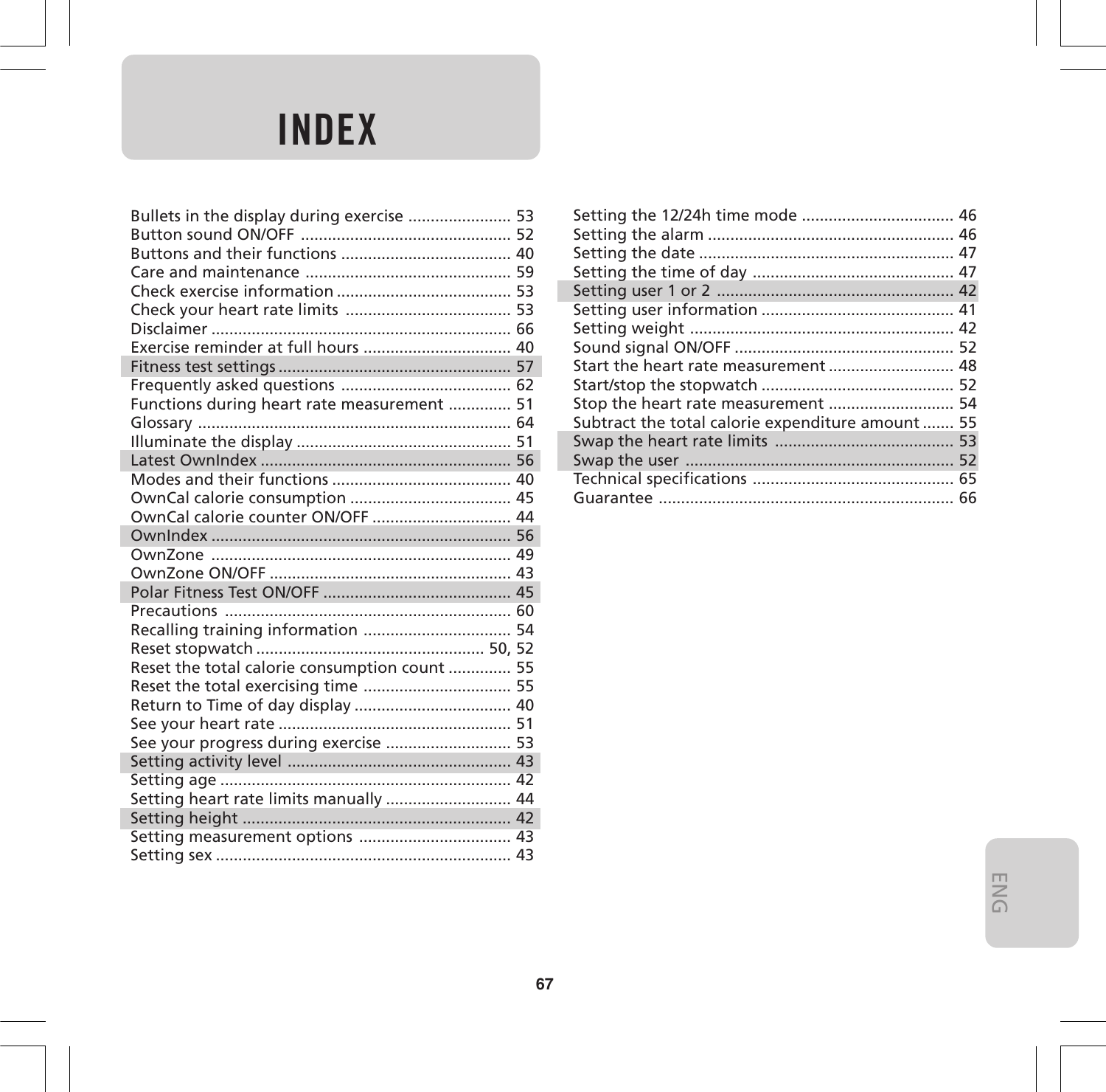# INDEX

Bullets in the display during exercise ....................... 53
Button sound ON/OFF ............................................... 52
Buttons and their functions ...................................... 40
Care and maintenance ............................................. 59
Check exercise information ....................................... 53
Check your heart rate limits ..................................... 53
Disclaimer ................................................................... 66
Exercise reminder at full hours ................................. 40
Fitness test settings .................................................... 57
Frequently asked questions ...................................... 62
Functions during heart rate measurement .............. 51
Glossary ...................................................................... 64
Illuminate the display ................................................ 51
Latest OwnIndex ........................................................ 56
Modes and their functions ........................................ 40
OwnCal calorie consumption .................................... 45
OwnCal calorie counter ON/OFF ............................... 44
OwnIndex ................................................................... 56
OwnZone ................................................................... 49
OwnZone ON/OFF ...................................................... 43
Polar Fitness Test ON/OFF .......................................... 45
Precautions ................................................................ 60
Recalling training information ................................. 54
Reset stopwatch .................................................. 50, 52
Reset the total calorie consumption count .............. 55
Reset the total exercising time ................................. 55
Return to Time of day display ................................... 40
See your heart rate .................................................... 51
See your progress during exercise ............................ 53
Setting activity level .................................................. 43
Setting age ................................................................. 42
Setting heart rate limits manually ............................ 44
Setting height ............................................................ 42
Setting measurement options .................................. 43
Setting sex .................................................................. 43
Setting the 12/24h time mode .................................. 46
Setting the alarm ....................................................... 46
Setting the date ......................................................... 47
Setting the time of day ............................................. 47
Setting user 1 or 2 ..................................................... 42
Setting user information ........................................... 41
Setting weight ........................................................... 42
Sound signal ON/OFF ................................................. 52
Start the heart rate measurement ............................ 48
Start/stop the stopwatch ........................................... 52
Stop the heart rate measurement ............................ 54
Subtract the total calorie expenditure amount ....... 55
Swap the heart rate limits ........................................ 53
Swap the user ............................................................ 52
Technical specifications ............................................. 65
Guarantee .................................................................. 66

ENG